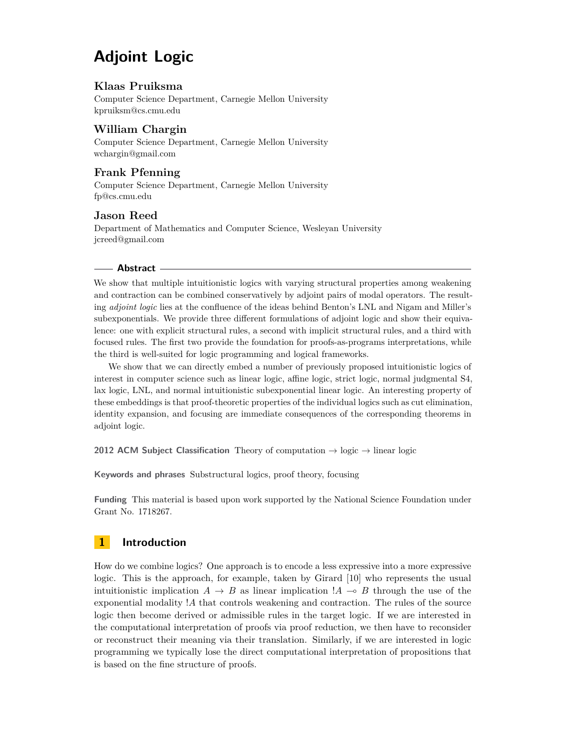# Adjoint Logic

**Klaas Pruiksma**
Computer Science Department, Carnegie Mellon University
kpruiksm@cs.cmu.edu

**William Chargin**
Computer Science Department, Carnegie Mellon University
wchargin@gmail.com

**Frank Pfenning**
Computer Science Department, Carnegie Mellon University
fp@cs.cmu.edu

**Jason Reed**
Department of Mathematics and Computer Science, Wesleyan University
jcreed@gmail.com

## Abstract

We show that multiple intuitionistic logics with varying structural properties among weakening and contraction can be combined conservatively by adjoint pairs of modal operators. The resulting *adjoint logic* lies at the confluence of the ideas behind Benton's LNL and Nigam and Miller's subexponentials. We provide three different formulations of adjoint logic and show their equivalence: one with explicit structural rules, a second with implicit structural rules, and a third with focused rules. The first two provide the foundation for proofs-as-programs interpretations, while the third is well-suited for logic programming and logical frameworks.

We show that we can directly embed a number of previously proposed intuitionistic logics of interest in computer science such as linear logic, affine logic, strict logic, normal judgmental S4, lax logic, LNL, and normal intuitionistic subexponential linear logic. An interesting property of these embeddings is that proof-theoretic properties of the individual logics such as cut elimination, identity expansion, and focusing are immediate consequences of the corresponding theorems in adjoint logic.

**2012 ACM Subject Classification** Theory of computation → logic → linear logic

**Keywords and phrases** Substructural logics, proof theory, focusing

**Funding** This material is based upon work supported by the National Science Foundation under Grant No. 1718267.

## 1 Introduction

How do we combine logics? One approach is to encode a less expressive into a more expressive logic. This is the approach, for example, taken by Girard [10] who represents the usual intuitionistic implication $A \to B$ as linear implication $!A \multimap B$ through the use of the exponential modality $!A$ that controls weakening and contraction. The rules of the source logic then become derived or admissible rules in the target logic. If we are interested in the computational interpretation of proofs via proof reduction, we then have to reconsider or reconstruct their meaning via their translation. Similarly, if we are interested in logic programming we typically lose the direct computational interpretation of propositions that is based on the fine structure of proofs.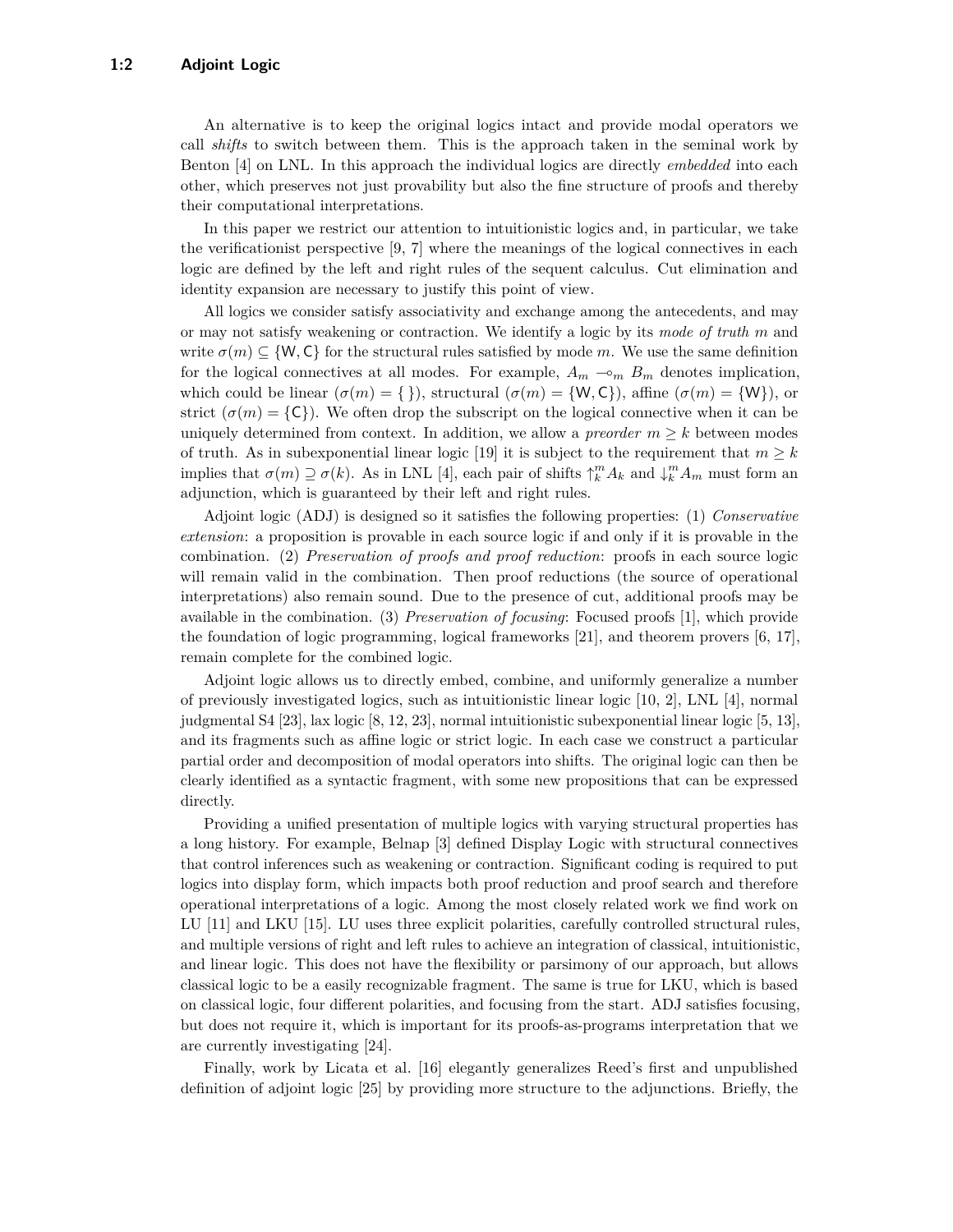An alternative is to keep the original logics intact and provide modal operators we call *shifts* to switch between them. This is the approach taken in the seminal work by Benton [4] on LNL. In this approach the individual logics are directly *embedded* into each other, which preserves not just provability but also the fine structure of proofs and thereby their computational interpretations.

In this paper we restrict our attention to intuitionistic logics and, in particular, we take the verificationist perspective [9, 7] where the meanings of the logical connectives in each logic are defined by the left and right rules of the sequent calculus. Cut elimination and identity expansion are necessary to justify this point of view.

All logics we consider satisfy associativity and exchange among the antecedents, and may or may not satisfy weakening or contraction. We identify a logic by its *mode of truth* $m$ and write $\sigma(m) \subseteq \{\mathsf{W}, \mathsf{C}\}$ for the structural rules satisfied by mode $m$. We use the same definition for the logical connectives at all modes. For example, $A_m \multimap_m B_m$ denotes implication, which could be linear ($\sigma(m) = \{\,\}$), structural ($\sigma(m) = \{\mathsf{W}, \mathsf{C}\}$), affine ($\sigma(m) = \{\mathsf{W}\}$), or strict ($\sigma(m) = \{\mathsf{C}\}$). We often drop the subscript on the logical connective when it can be uniquely determined from context. In addition, we allow a *preorder* $m \geq k$ between modes of truth. As in subexponential linear logic [19] it is subject to the requirement that $m \geq k$ implies that $\sigma(m) \supseteq \sigma(k)$. As in LNL [4], each pair of shifts $\uparrow_k^m A_k$ and $\downarrow_k^m A_m$ must form an adjunction, which is guaranteed by their left and right rules.

Adjoint logic (ADJ) is designed so it satisfies the following properties: (1) *Conservative extension*: a proposition is provable in each source logic if and only if it is provable in the combination. (2) *Preservation of proofs and proof reduction*: proofs in each source logic will remain valid in the combination. Then proof reductions (the source of operational interpretations) also remain sound. Due to the presence of cut, additional proofs may be available in the combination. (3) *Preservation of focusing*: Focused proofs [1], which provide the foundation of logic programming, logical frameworks [21], and theorem provers [6, 17], remain complete for the combined logic.

Adjoint logic allows us to directly embed, combine, and uniformly generalize a number of previously investigated logics, such as intuitionistic linear logic [10, 2], LNL [4], normal judgmental S4 [23], lax logic [8, 12, 23], normal intuitionistic subexponential linear logic [5, 13], and its fragments such as affine logic or strict logic. In each case we construct a particular partial order and decomposition of modal operators into shifts. The original logic can then be clearly identified as a syntactic fragment, with some new propositions that can be expressed directly.

Providing a unified presentation of multiple logics with varying structural properties has a long history. For example, Belnap [3] defined Display Logic with structural connectives that control inferences such as weakening or contraction. Significant coding is required to put logics into display form, which impacts both proof reduction and proof search and therefore operational interpretations of a logic. Among the most closely related work we find work on LU [11] and LKU [15]. LU uses three explicit polarities, carefully controlled structural rules, and multiple versions of right and left rules to achieve an integration of classical, intuitionistic, and linear logic. This does not have the flexibility or parsimony of our approach, but allows classical logic to be a easily recognizable fragment. The same is true for LKU, which is based on classical logic, four different polarities, and focusing from the start. ADJ satisfies focusing, but does not require it, which is important for its proofs-as-programs interpretation that we are currently investigating [24].

Finally, work by Licata et al. [16] elegantly generalizes Reed's first and unpublished definition of adjoint logic [25] by providing more structure to the adjunctions. Briefly, the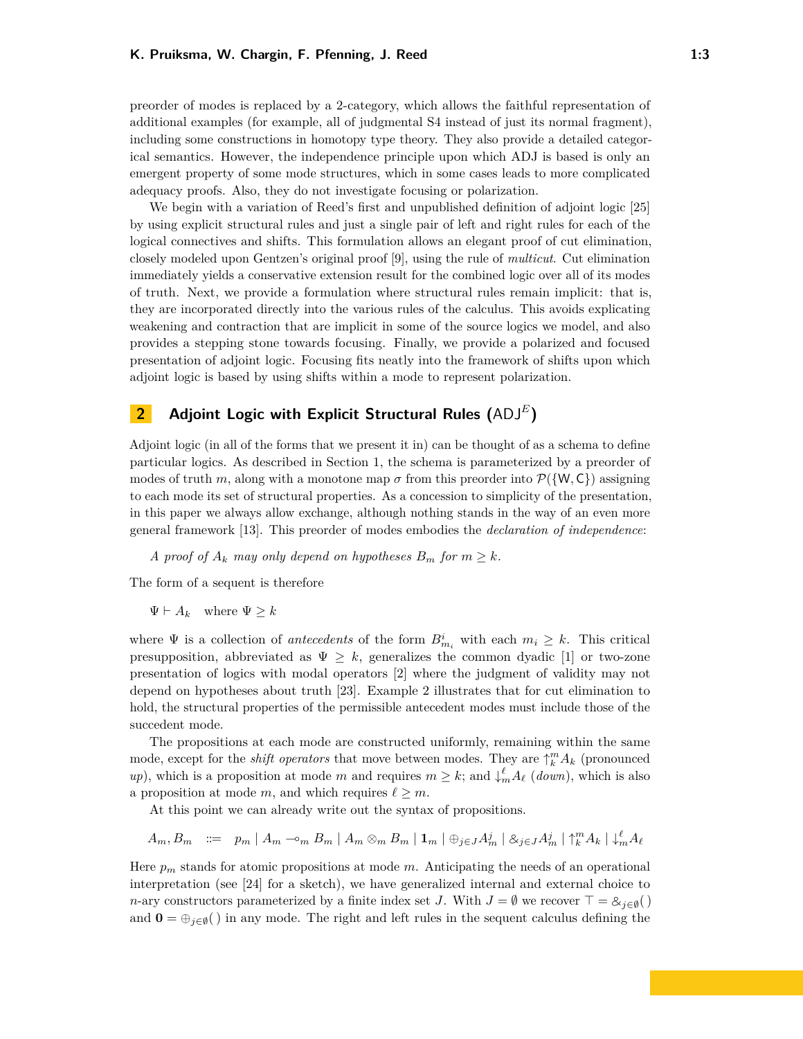preorder of modes is replaced by a 2-category, which allows the faithful representation of additional examples (for example, all of judgmental S4 instead of just its normal fragment), including some constructions in homotopy type theory. They also provide a detailed categorical semantics. However, the independence principle upon which ADJ is based is only an emergent property of some mode structures, which in some cases leads to more complicated adequacy proofs. Also, they do not investigate focusing or polarization.

We begin with a variation of Reed's first and unpublished definition of adjoint logic [25] by using explicit structural rules and just a single pair of left and right rules for each of the logical connectives and shifts. This formulation allows an elegant proof of cut elimination, closely modeled upon Gentzen's original proof [9], using the rule of *multicut*. Cut elimination immediately yields a conservative extension result for the combined logic over all of its modes of truth. Next, we provide a formulation where structural rules remain implicit: that is, they are incorporated directly into the various rules of the calculus. This avoids explicating weakening and contraction that are implicit in some of the source logics we model, and also provides a stepping stone towards focusing. Finally, we provide a polarized and focused presentation of adjoint logic. Focusing fits neatly into the framework of shifts upon which adjoint logic is based by using shifts within a mode to represent polarization.

## 2 Adjoint Logic with Explicit Structural Rules ($\mathsf{ADJ}^E$)

Adjoint logic (in all of the forms that we present it in) can be thought of as a schema to define particular logics. As described in Section 1, the schema is parameterized by a preorder of modes of truth $m$, along with a monotone map $\sigma$ from this preorder into $\mathcal{P}(\{\mathsf{W}, \mathsf{C}\})$ assigning to each mode its set of structural properties. As a concession to simplicity of the presentation, in this paper we always allow exchange, although nothing stands in the way of an even more general framework [13]. This preorder of modes embodies the *declaration of independence*:

*A proof of $A_k$ may only depend on hypotheses $B_m$ for $m \geq k$.*

The form of a sequent is therefore

$$\Psi \vdash A_k \quad \text{where } \Psi \geq k$$

where $\Psi$ is a collection of *antecedents* of the form $B^i_{m_i}$ with each $m_i \geq k$. This critical presupposition, abbreviated as $\Psi \geq k$, generalizes the common dyadic [1] or two-zone presentation of logics with modal operators [2] where the judgment of validity may not depend on hypotheses about truth [23]. Example 2 illustrates that for cut elimination to hold, the structural properties of the permissible antecedent modes must include those of the succedent mode.

The propositions at each mode are constructed uniformly, remaining within the same mode, except for the *shift operators* that move between modes. They are $\uparrow^m_k A_k$ (pronounced *up*), which is a proposition at mode $m$ and requires $m \geq k$; and $\downarrow^\ell_m A_\ell$ (*down*), which is also a proposition at mode $m$, and which requires $\ell \geq m$.

At this point we can already write out the syntax of propositions.

$$A_m, B_m \quad ::= \quad p_m \mid A_m \multimap_m B_m \mid A_m \otimes_m B_m \mid \mathbf{1}_m \mid \oplus_{j\in J} A^j_m \mid \&_{j\in J} A^j_m \mid \uparrow^m_k A_k \mid \downarrow^\ell_m A_\ell$$

Here $p_m$ stands for atomic propositions at mode $m$. Anticipating the needs of an operational interpretation (see [24] for a sketch), we have generalized internal and external choice to $n$-ary constructors parameterized by a finite index set $J$. With $J = \emptyset$ we recover $\top = \&_{j\in\emptyset}(\,)$ and $\mathbf{0} = \oplus_{j\in\emptyset}(\,)$ in any mode. The right and left rules in the sequent calculus defining the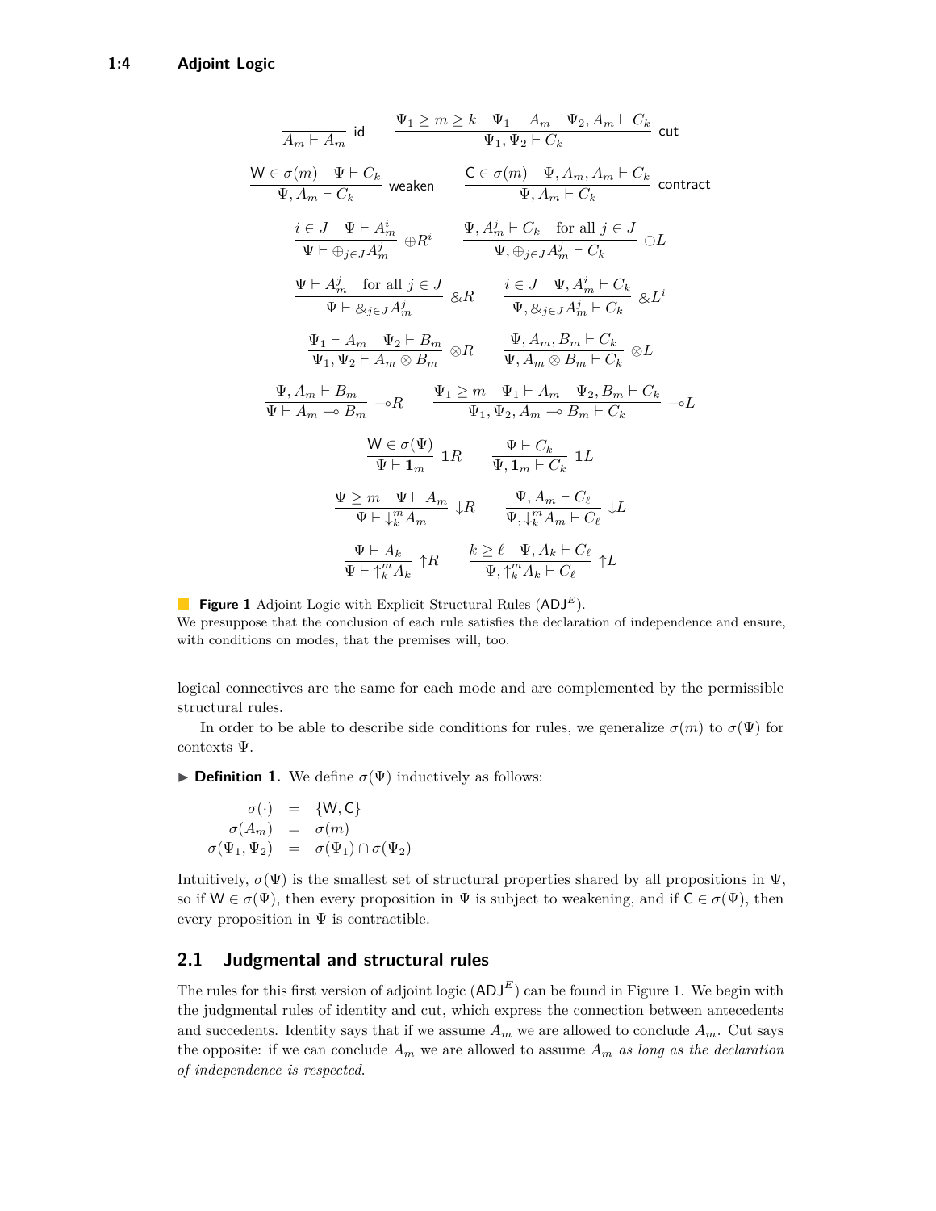$$\frac{}{A_m \vdash A_m}\ \mathsf{id} \qquad \frac{\Psi_1 \geq m \geq k \quad \Psi_1 \vdash A_m \quad \Psi_2, A_m \vdash C_k}{\Psi_1, \Psi_2 \vdash C_k}\ \mathsf{cut}$$

$$\frac{\mathsf{W} \in \sigma(m) \quad \Psi \vdash C_k}{\Psi, A_m \vdash C_k}\ \mathsf{weaken} \qquad \frac{\mathsf{C} \in \sigma(m) \quad \Psi, A_m, A_m \vdash C_k}{\Psi, A_m \vdash C_k}\ \mathsf{contract}$$

$$\frac{i \in J \quad \Psi \vdash A_m^i}{\Psi \vdash \oplus_{j \in J} A_m^j}\ \oplus R^i \qquad \frac{\Psi, A_m^j \vdash C_k \quad \text{for all } j \in J}{\Psi, \oplus_{j \in J} A_m^j \vdash C_k}\ \oplus L$$

$$\frac{\Psi \vdash A_m^j \quad \text{for all } j \in J}{\Psi \vdash \&_{j \in J} A_m^j}\ \& R \qquad \frac{i \in J \quad \Psi, A_m^i \vdash C_k}{\Psi, \&_{j \in J} A_m^j \vdash C_k}\ \& L^i$$

$$\frac{\Psi_1 \vdash A_m \quad \Psi_2 \vdash B_m}{\Psi_1, \Psi_2 \vdash A_m \otimes B_m}\ \otimes R \qquad \frac{\Psi, A_m, B_m \vdash C_k}{\Psi, A_m \otimes B_m \vdash C_k}\ \otimes L$$

$$\frac{\Psi, A_m \vdash B_m}{\Psi \vdash A_m \multimap B_m}\ \multimap R \qquad \frac{\Psi_1 \geq m \quad \Psi_1 \vdash A_m \quad \Psi_2, B_m \vdash C_k}{\Psi_1, \Psi_2, A_m \multimap B_m \vdash C_k}\ \multimap L$$

$$\frac{\mathsf{W} \in \sigma(\Psi)}{\Psi \vdash \mathbf{1}_m}\ \mathbf{1}R \qquad \frac{\Psi \vdash C_k}{\Psi, \mathbf{1}_m \vdash C_k}\ \mathbf{1}L$$

$$\frac{\Psi \geq m \quad \Psi \vdash A_m}{\Psi \vdash {\downarrow}_k^m A_m}\ {\downarrow}R \qquad \frac{\Psi, A_m \vdash C_\ell}{\Psi, {\downarrow}_k^m A_m \vdash C_\ell}\ {\downarrow}L$$

$$\frac{\Psi \vdash A_k}{\Psi \vdash {\uparrow}_k^m A_k}\ {\uparrow}R \qquad \frac{k \geq \ell \quad \Psi, A_k \vdash C_\ell}{\Psi, {\uparrow}_k^m A_k \vdash C_\ell}\ {\uparrow}L$$

**Figure 1** Adjoint Logic with Explicit Structural Rules ($\mathsf{ADJ}^E$).
We presuppose that the conclusion of each rule satisfies the declaration of independence and ensure, with conditions on modes, that the premises will, too.

logical connectives are the same for each mode and are complemented by the permissible structural rules.

In order to be able to describe side conditions for rules, we generalize $\sigma(m)$ to $\sigma(\Psi)$ for contexts $\Psi$.

▶ **Definition 1.** We define $\sigma(\Psi)$ inductively as follows:

$$\begin{aligned}
\sigma(\cdot) &= \{\mathsf{W}, \mathsf{C}\} \\
\sigma(A_m) &= \sigma(m) \\
\sigma(\Psi_1, \Psi_2) &= \sigma(\Psi_1) \cap \sigma(\Psi_2)
\end{aligned}$$

Intuitively, $\sigma(\Psi)$ is the smallest set of structural properties shared by all propositions in $\Psi$, so if $\mathsf{W} \in \sigma(\Psi)$, then every proposition in $\Psi$ is subject to weakening, and if $\mathsf{C} \in \sigma(\Psi)$, then every proposition in $\Psi$ is contractible.

## 2.1 Judgmental and structural rules

The rules for this first version of adjoint logic ($\mathsf{ADJ}^E$) can be found in Figure 1. We begin with the judgmental rules of identity and cut, which express the connection between antecedents and succedents. Identity says that if we assume $A_m$ we are allowed to conclude $A_m$. Cut says the opposite: if we can conclude $A_m$ we are allowed to assume $A_m$ *as long as the declaration of independence is respected*.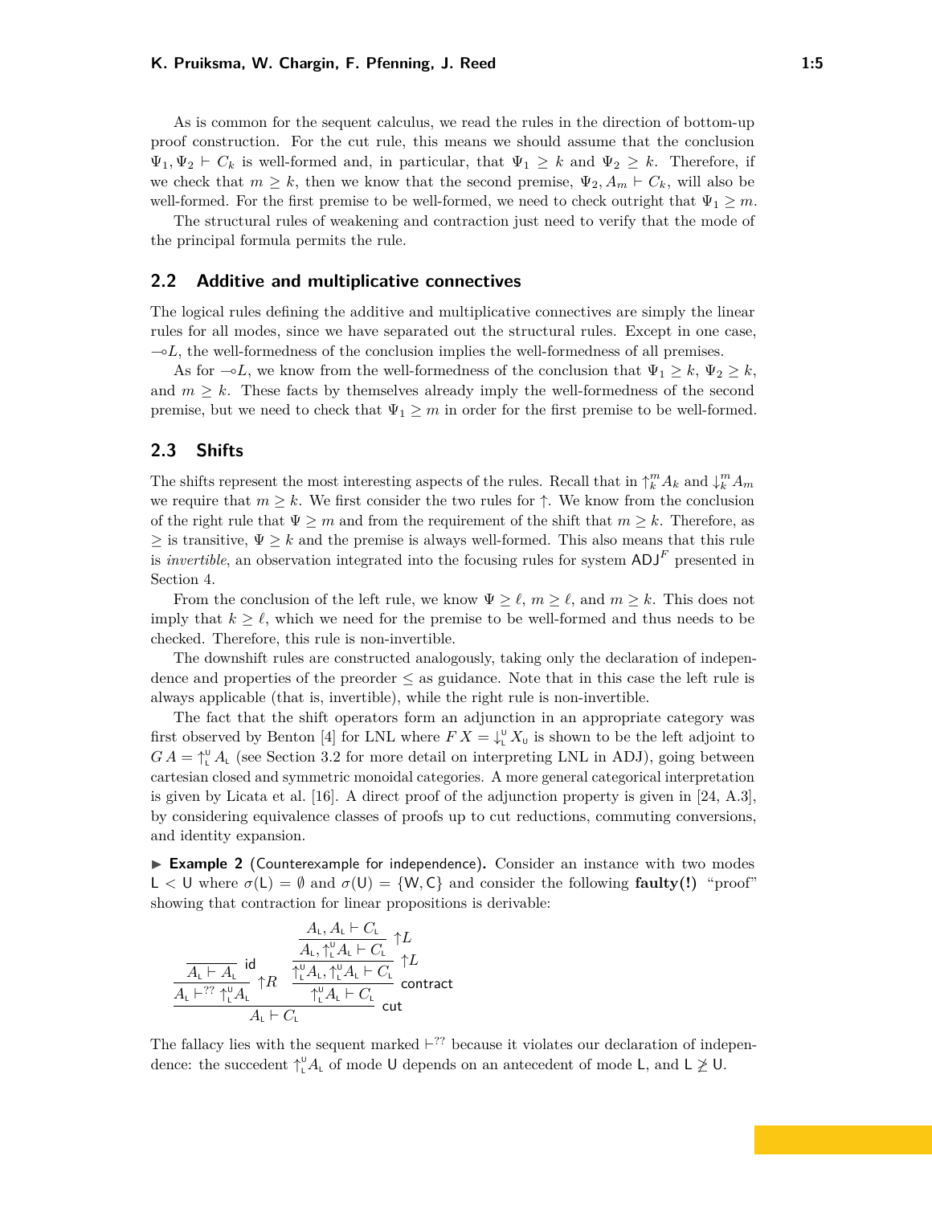As is common for the sequent calculus, we read the rules in the direction of bottom-up proof construction. For the cut rule, this means we should assume that the conclusion $\Psi_1, \Psi_2 \vdash C_k$ is well-formed and, in particular, that $\Psi_1 \geq k$ and $\Psi_2 \geq k$. Therefore, if we check that $m \geq k$, then we know that the second premise, $\Psi_2, A_m \vdash C_k$, will also be well-formed. For the first premise to be well-formed, we need to check outright that $\Psi_1 \geq m$.

The structural rules of weakening and contraction just need to verify that the mode of the principal formula permits the rule.

## 2.2 Additive and multiplicative connectives

The logical rules defining the additive and multiplicative connectives are simply the linear rules for all modes, since we have separated out the structural rules. Except in one case, $\multimap L$, the well-formedness of the conclusion implies the well-formedness of all premises.

As for $\multimap L$, we know from the well-formedness of the conclusion that $\Psi_1 \geq k$, $\Psi_2 \geq k$, and $m \geq k$. These facts by themselves already imply the well-formedness of the second premise, but we need to check that $\Psi_1 \geq m$ in order for the first premise to be well-formed.

## 2.3 Shifts

The shifts represent the most interesting aspects of the rules. Recall that in $\uparrow_k^m A_k$ and $\downarrow_k^m A_m$ we require that $m \geq k$. We first consider the two rules for $\uparrow$. We know from the conclusion of the right rule that $\Psi \geq m$ and from the requirement of the shift that $m \geq k$. Therefore, as $\geq$ is transitive, $\Psi \geq k$ and the premise is always well-formed. This also means that this rule is *invertible*, an observation integrated into the focusing rules for system $\mathsf{ADJ}^F$ presented in Section 4.

From the conclusion of the left rule, we know $\Psi \geq \ell$, $m \geq \ell$, and $m \geq k$. This does not imply that $k \geq \ell$, which we need for the premise to be well-formed and thus needs to be checked. Therefore, this rule is non-invertible.

The downshift rules are constructed analogously, taking only the declaration of independence and properties of the preorder $\leq$ as guidance. Note that in this case the left rule is always applicable (that is, invertible), while the right rule is non-invertible.

The fact that the shift operators form an adjunction in an appropriate category was first observed by Benton [4] for LNL where $F\,X = \downarrow_{\mathsf{L}}^{\mathsf{U}} X_{\mathsf{U}}$ is shown to be the left adjoint to $G\,A = \uparrow_{\mathsf{L}}^{\mathsf{U}} A_{\mathsf{L}}$ (see Section 3.2 for more detail on interpreting LNL in ADJ), going between cartesian closed and symmetric monoidal categories. A more general categorical interpretation is given by Licata et al. [16]. A direct proof of the adjunction property is given in [24, A.3], by considering equivalence classes of proofs up to cut reductions, commuting conversions, and identity expansion.

**Example 2** (Counterexample for independence). Consider an instance with two modes $\mathsf{L} < \mathsf{U}$ where $\sigma(\mathsf{L}) = \emptyset$ and $\sigma(\mathsf{U}) = \{\mathsf{W}, \mathsf{C}\}$ and consider the following **faulty(!)** "proof" showing that contraction for linear propositions is derivable:

$$\dfrac{\dfrac{\dfrac{}{A_{\mathsf{L}} \vdash A_{\mathsf{L}}}\ \mathsf{id}}{A_{\mathsf{L}} \vdash^{??} \uparrow_{\mathsf{L}}^{\mathsf{U}} A_{\mathsf{L}}}\ \uparrow R \qquad \dfrac{\dfrac{\dfrac{A_{\mathsf{L}}, A_{\mathsf{L}} \vdash C_{\mathsf{L}}}{A_{\mathsf{L}}, \uparrow_{\mathsf{L}}^{\mathsf{U}} A_{\mathsf{L}} \vdash C_{\mathsf{L}}}\ \uparrow L}{\uparrow_{\mathsf{L}}^{\mathsf{U}} A_{\mathsf{L}}, \uparrow_{\mathsf{L}}^{\mathsf{U}} A_{\mathsf{L}} \vdash C_{\mathsf{L}}}\ \uparrow L}{\uparrow_{\mathsf{L}}^{\mathsf{U}} A_{\mathsf{L}} \vdash C_{\mathsf{L}}}\ \mathsf{contract}}{A_{\mathsf{L}} \vdash C_{\mathsf{L}}}\ \mathsf{cut}$$

The fallacy lies with the sequent marked $\vdash^{??}$ because it violates our declaration of independence: the succedent $\uparrow_{\mathsf{L}}^{\mathsf{U}} A_{\mathsf{L}}$ of mode $\mathsf{U}$ depends on an antecedent of mode $\mathsf{L}$, and $\mathsf{L} \not\geq \mathsf{U}$.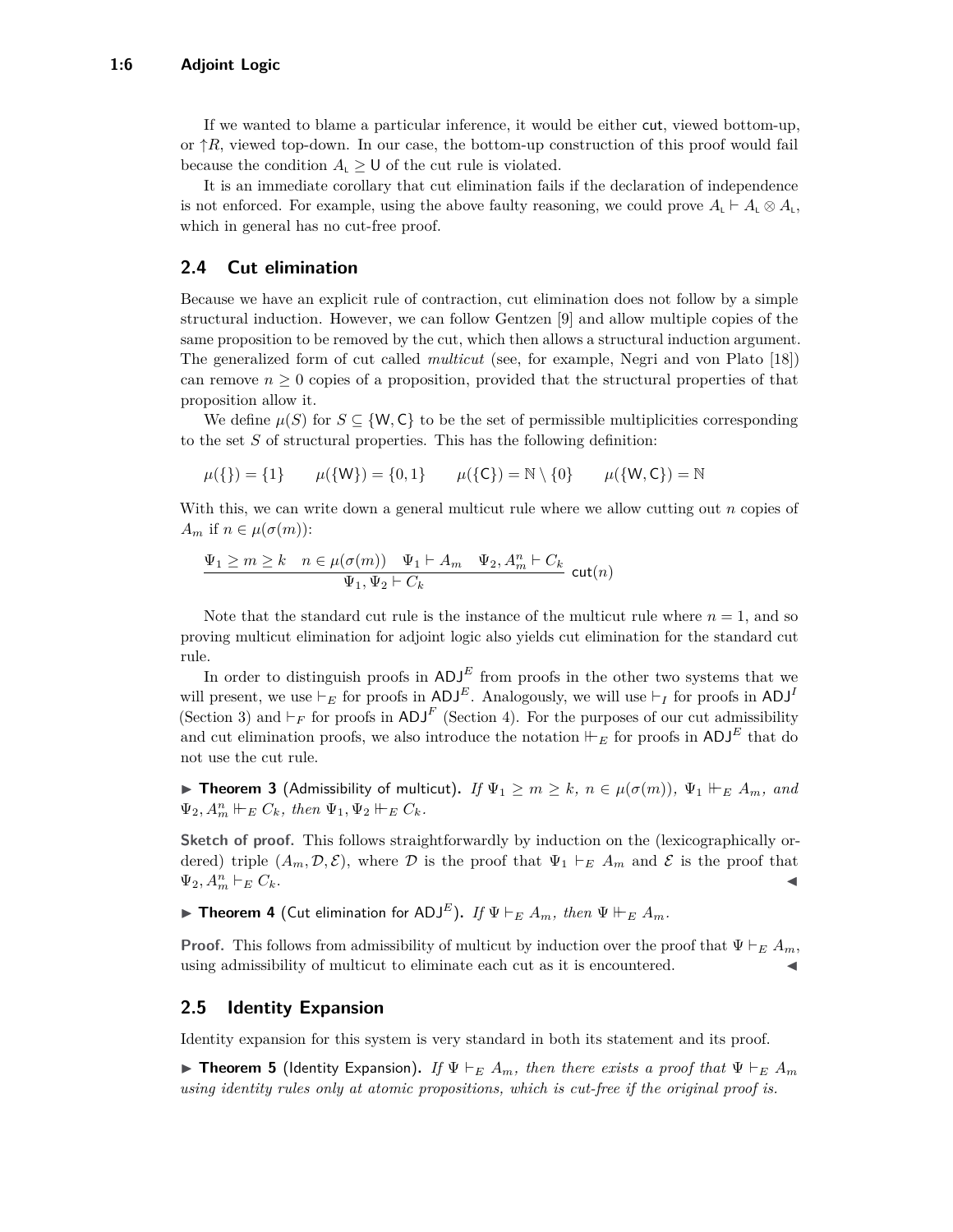If we wanted to blame a particular inference, it would be either cut, viewed bottom-up, or $\uparrow R$, viewed top-down. In our case, the bottom-up construction of this proof would fail because the condition $A_{\mathsf{L}} \geq \mathsf{U}$ of the cut rule is violated.

It is an immediate corollary that cut elimination fails if the declaration of independence is not enforced. For example, using the above faulty reasoning, we could prove $A_{\mathsf{L}} \vdash A_{\mathsf{L}} \otimes A_{\mathsf{L}}$, which in general has no cut-free proof.

## 2.4 Cut elimination

Because we have an explicit rule of contraction, cut elimination does not follow by a simple structural induction. However, we can follow Gentzen [9] and allow multiple copies of the same proposition to be removed by the cut, which then allows a structural induction argument. The generalized form of cut called *multicut* (see, for example, Negri and von Plato [18]) can remove $n \geq 0$ copies of a proposition, provided that the structural properties of that proposition allow it.

We define $\mu(S)$ for $S \subseteq \{\mathsf{W}, \mathsf{C}\}$ to be the set of permissible multiplicities corresponding to the set $S$ of structural properties. This has the following definition:

$$\mu(\{\}) = \{1\} \qquad \mu(\{\mathsf{W}\}) = \{0, 1\} \qquad \mu(\{\mathsf{C}\}) = \mathbb{N} \setminus \{0\} \qquad \mu(\{\mathsf{W}, \mathsf{C}\}) = \mathbb{N}$$

With this, we can write down a general multicut rule where we allow cutting out $n$ copies of $A_m$ if $n \in \mu(\sigma(m))$:

$$\frac{\Psi_1 \geq m \geq k \quad n \in \mu(\sigma(m)) \quad \Psi_1 \vdash A_m \quad \Psi_2, A_m^n \vdash C_k}{\Psi_1, \Psi_2 \vdash C_k}\ \mathsf{cut}(n)$$

Note that the standard cut rule is the instance of the multicut rule where $n = 1$, and so proving multicut elimination for adjoint logic also yields cut elimination for the standard cut rule.

In order to distinguish proofs in $\mathsf{ADJ}^E$ from proofs in the other two systems that we will present, we use $\vdash_E$ for proofs in $\mathsf{ADJ}^E$. Analogously, we will use $\vdash_I$ for proofs in $\mathsf{ADJ}^I$ (Section 3) and $\vdash_F$ for proofs in $\mathsf{ADJ}^F$ (Section 4). For the purposes of our cut admissibility and cut elimination proofs, we also introduce the notation $\Vdash_E$ for proofs in $\mathsf{ADJ}^E$ that do not use the cut rule.

▶ **Theorem 3** (Admissibility of multicut). *If $\Psi_1 \geq m \geq k$, $n \in \mu(\sigma(m))$, $\Psi_1 \Vdash_E A_m$, and $\Psi_2, A_m^n \Vdash_E C_k$, then $\Psi_1, \Psi_2 \Vdash_E C_k$.*

**Sketch of proof.** This follows straightforwardly by induction on the (lexicographically ordered) triple $(A_m, \mathcal{D}, \mathcal{E})$, where $\mathcal{D}$ is the proof that $\Psi_1 \vdash_E A_m$ and $\mathcal{E}$ is the proof that $\Psi_2, A_m^n \vdash_E C_k$. ◀

▶ **Theorem 4** (Cut elimination for $\mathsf{ADJ}^E$). *If $\Psi \vdash_E A_m$, then $\Psi \Vdash_E A_m$.*

**Proof.** This follows from admissibility of multicut by induction over the proof that $\Psi \vdash_E A_m$, using admissibility of multicut to eliminate each cut as it is encountered. ◀

## 2.5 Identity Expansion

Identity expansion for this system is very standard in both its statement and its proof.

▶ **Theorem 5** (Identity Expansion). *If $\Psi \vdash_E A_m$, then there exists a proof that $\Psi \vdash_E A_m$ using identity rules only at atomic propositions, which is cut-free if the original proof is.*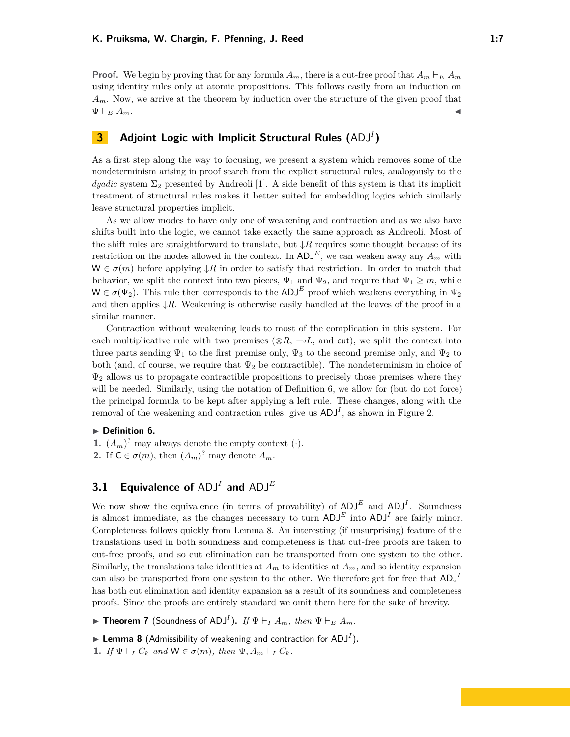**Proof.** We begin by proving that for any formula $A_m$, there is a cut-free proof that $A_m \vdash_E A_m$ using identity rules only at atomic propositions. This follows easily from an induction on $A_m$. Now, we arrive at the theorem by induction over the structure of the given proof that $\Psi \vdash_E A_m$. ◀

## 3 Adjoint Logic with Implicit Structural Rules ($\mathsf{ADJ}^I$)

As a first step along the way to focusing, we present a system which removes some of the nondeterminism arising in proof search from the explicit structural rules, analogously to the *dyadic* system $\Sigma_2$ presented by Andreoli [1]. A side benefit of this system is that its implicit treatment of structural rules makes it better suited for embedding logics which similarly leave structural properties implicit.

As we allow modes to have only one of weakening and contraction and as we also have shifts built into the logic, we cannot take exactly the same approach as Andreoli. Most of the shift rules are straightforward to translate, but $\downarrow R$ requires some thought because of its restriction on the modes allowed in the context. In $\mathsf{ADJ}^E$, we can weaken away any $A_m$ with $\mathsf{W} \in \sigma(m)$ before applying $\downarrow R$ in order to satisfy that restriction. In order to match that behavior, we split the context into two pieces, $\Psi_1$ and $\Psi_2$, and require that $\Psi_1 \geq m$, while $\mathsf{W} \in \sigma(\Psi_2)$. This rule then corresponds to the $\mathsf{ADJ}^E$ proof which weakens everything in $\Psi_2$ and then applies $\downarrow R$. Weakening is otherwise easily handled at the leaves of the proof in a similar manner.

Contraction without weakening leads to most of the complication in this system. For each multiplicative rule with two premises ($\otimes R$, $\multimap L$, and $\mathsf{cut}$), we split the context into three parts sending $\Psi_1$ to the first premise only, $\Psi_3$ to the second premise only, and $\Psi_2$ to both (and, of course, we require that $\Psi_2$ be contractible). The nondeterminism in choice of $\Psi_2$ allows us to propagate contractible propositions to precisely those premises where they will be needed. Similarly, using the notation of Definition 6, we allow for (but do not force) the principal formula to be kept after applying a left rule. These changes, along with the removal of the weakening and contraction rules, give us $\mathsf{ADJ}^I$, as shown in Figure 2.

▶ **Definition 6.**

1. $(A_m)^?$ may always denote the empty context $(\cdot)$.
2. If $\mathsf{C} \in \sigma(m)$, then $(A_m)^?$ may denote $A_m$.

### 3.1 Equivalence of $\mathsf{ADJ}^I$ and $\mathsf{ADJ}^E$

We now show the equivalence (in terms of provability) of $\mathsf{ADJ}^E$ and $\mathsf{ADJ}^I$. Soundness is almost immediate, as the changes necessary to turn $\mathsf{ADJ}^E$ into $\mathsf{ADJ}^I$ are fairly minor. Completeness follows quickly from Lemma 8. An interesting (if unsurprising) feature of the translations used in both soundness and completeness is that cut-free proofs are taken to cut-free proofs, and so cut elimination can be transported from one system to the other. Similarly, the translations take identities at $A_m$ to identities at $A_m$, and so identity expansion can also be transported from one system to the other. We therefore get for free that $\mathsf{ADJ}^I$ has both cut elimination and identity expansion as a result of its soundness and completeness proofs. Since the proofs are entirely standard we omit them here for the sake of brevity.

▶ **Theorem 7** (Soundness of $\mathsf{ADJ}^I$). *If $\Psi \vdash_I A_m$, then $\Psi \vdash_E A_m$.*

▶ **Lemma 8** (Admissibility of weakening and contraction for $\mathsf{ADJ}^I$).

1. *If $\Psi \vdash_I C_k$ and $\mathsf{W} \in \sigma(m)$, then $\Psi, A_m \vdash_I C_k$.*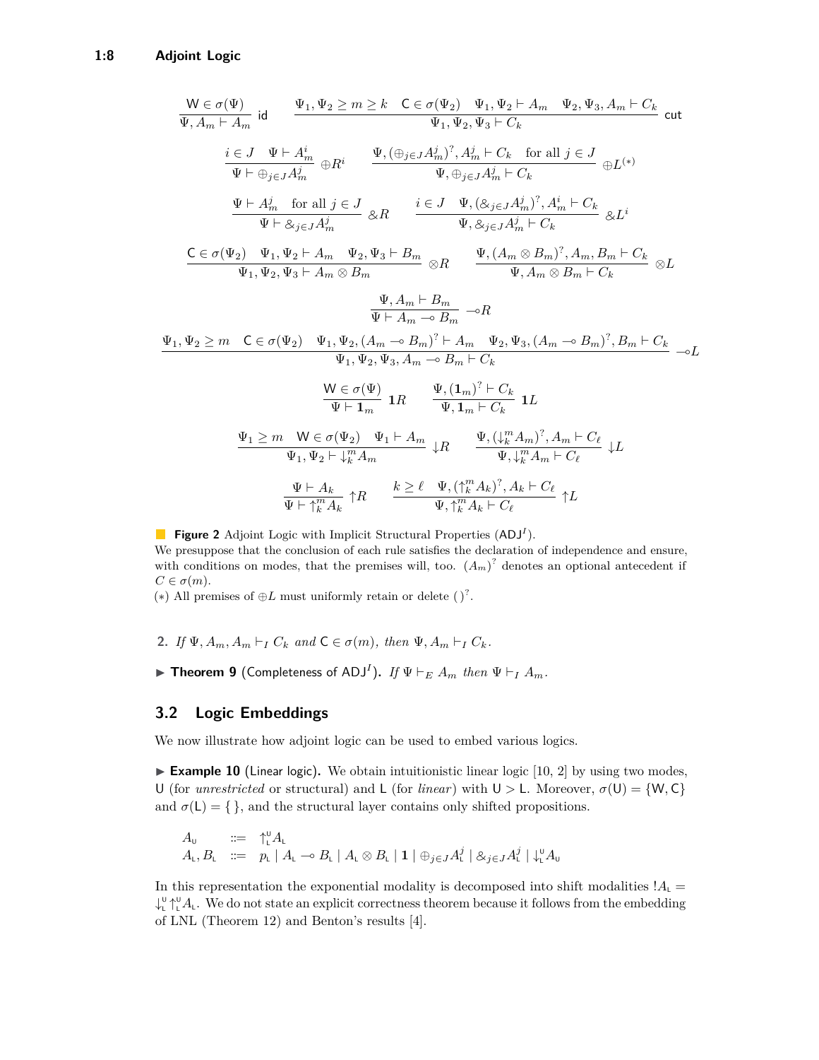$$\frac{\mathsf{W} \in \sigma(\Psi)}{\Psi, A_m \vdash A_m}\ \mathsf{id} \qquad \frac{\Psi_1, \Psi_2 \geq m \geq k \quad \mathsf{C} \in \sigma(\Psi_2) \quad \Psi_1, \Psi_2 \vdash A_m \quad \Psi_2, \Psi_3, A_m \vdash C_k}{\Psi_1, \Psi_2, \Psi_3 \vdash C_k}\ \mathsf{cut}$$

$$\frac{i \in J \quad \Psi \vdash A_m^i}{\Psi \vdash \oplus_{j \in J} A_m^j}\ \oplus R^i \qquad \frac{\Psi, (\oplus_{j \in J} A_m^j)^?, A_m^j \vdash C_k \quad \text{for all } j \in J}{\Psi, \oplus_{j \in J} A_m^j \vdash C_k}\ \oplus L^{(*)}$$

$$\frac{\Psi \vdash A_m^j \quad \text{for all } j \in J}{\Psi \vdash \&_{j \in J} A_m^j}\ \& R \qquad \frac{i \in J \quad \Psi, (\&_{j \in J} A_m^j)^?, A_m^i \vdash C_k}{\Psi, \&_{j \in J} A_m^j \vdash C_k}\ \& L^i$$

$$\frac{\mathsf{C} \in \sigma(\Psi_2) \quad \Psi_1, \Psi_2 \vdash A_m \quad \Psi_2, \Psi_3 \vdash B_m}{\Psi_1, \Psi_2, \Psi_3 \vdash A_m \otimes B_m}\ \otimes R \qquad \frac{\Psi, (A_m \otimes B_m)^?, A_m, B_m \vdash C_k}{\Psi, A_m \otimes B_m \vdash C_k}\ \otimes L$$

$$\frac{\Psi, A_m \vdash B_m}{\Psi \vdash A_m \multimap B_m}\ \multimap R$$

$$\frac{\Psi_1, \Psi_2 \geq m \quad \mathsf{C} \in \sigma(\Psi_2) \quad \Psi_1, \Psi_2, (A_m \multimap B_m)^? \vdash A_m \quad \Psi_2, \Psi_3, (A_m \multimap B_m)^?, B_m \vdash C_k}{\Psi_1, \Psi_2, \Psi_3, A_m \multimap B_m \vdash C_k}\ \multimap L$$

$$\frac{\mathsf{W} \in \sigma(\Psi)}{\Psi \vdash \mathbf{1}_m}\ \mathbf{1}R \qquad \frac{\Psi, (\mathbf{1}_m)^? \vdash C_k}{\Psi, \mathbf{1}_m \vdash C_k}\ \mathbf{1}L$$

$$\frac{\Psi_1 \geq m \quad \mathsf{W} \in \sigma(\Psi_2) \quad \Psi_1 \vdash A_m}{\Psi_1, \Psi_2 \vdash {\downarrow}_k^m A_m}\ {\downarrow}R \qquad \frac{\Psi, ({\downarrow}_k^m A_m)^?, A_m \vdash C_\ell}{\Psi, {\downarrow}_k^m A_m \vdash C_\ell}\ {\downarrow}L$$

$$\frac{\Psi \vdash A_k}{\Psi \vdash {\uparrow}_k^m A_k}\ {\uparrow}R \qquad \frac{k \geq \ell \quad \Psi, ({\uparrow}_k^m A_k)^?, A_k \vdash C_\ell}{\Psi, {\uparrow}_k^m A_k \vdash C_\ell}\ {\uparrow}L$$

**Figure 2** Adjoint Logic with Implicit Structural Properties ($\mathsf{ADJ}^I$).
We presuppose that the conclusion of each rule satisfies the declaration of independence and ensure, with conditions on modes, that the premises will, too. $(A_m)^?$ denotes an optional antecedent if $\mathsf{C} \in \sigma(m)$.
$(*)$ All premises of $\oplus L$ must uniformly retain or delete $(\,)^?$.

2. *If* $\Psi, A_m, A_m \vdash_I C_k$ *and* $\mathsf{C} \in \sigma(m)$*, then* $\Psi, A_m \vdash_I C_k$.

▶ **Theorem 9** (Completeness of $\mathsf{ADJ}^I$). *If* $\Psi \vdash_E A_m$ *then* $\Psi \vdash_I A_m$.

## 3.2 Logic Embeddings

We now illustrate how adjoint logic can be used to embed various logics.

▶ **Example 10** (Linear logic). We obtain intuitionistic linear logic [10, 2] by using two modes, $\mathsf{U}$ (for *unrestricted* or structural) and $\mathsf{L}$ (for *linear*) with $\mathsf{U} > \mathsf{L}$. Moreover, $\sigma(\mathsf{U}) = \{\mathsf{W}, \mathsf{C}\}$ and $\sigma(\mathsf{L}) = \{\,\}$, and the structural layer contains only shifted propositions.

$$\begin{array}{lcl} A_{\mathsf{U}} & ::= & {\uparrow}_{\mathsf{L}}^{\mathsf{U}} A_{\mathsf{L}} \\ A_{\mathsf{L}}, B_{\mathsf{L}} & ::= & p_{\mathsf{L}} \mid A_{\mathsf{L}} \multimap B_{\mathsf{L}} \mid A_{\mathsf{L}} \otimes B_{\mathsf{L}} \mid \mathbf{1} \mid \oplus_{j \in J} A_{\mathsf{L}}^j \mid \&_{j \in J} A_{\mathsf{L}}^j \mid {\downarrow}_{\mathsf{L}}^{\mathsf{U}} A_{\mathsf{U}} \end{array}$$

In this representation the exponential modality is decomposed into shift modalities $!A_{\mathsf{L}} = {\downarrow}_{\mathsf{L}}^{\mathsf{U}} {\uparrow}_{\mathsf{L}}^{\mathsf{U}} A_{\mathsf{L}}$. We do not state an explicit correctness theorem because it follows from the embedding of LNL (Theorem 12) and Benton's results [4].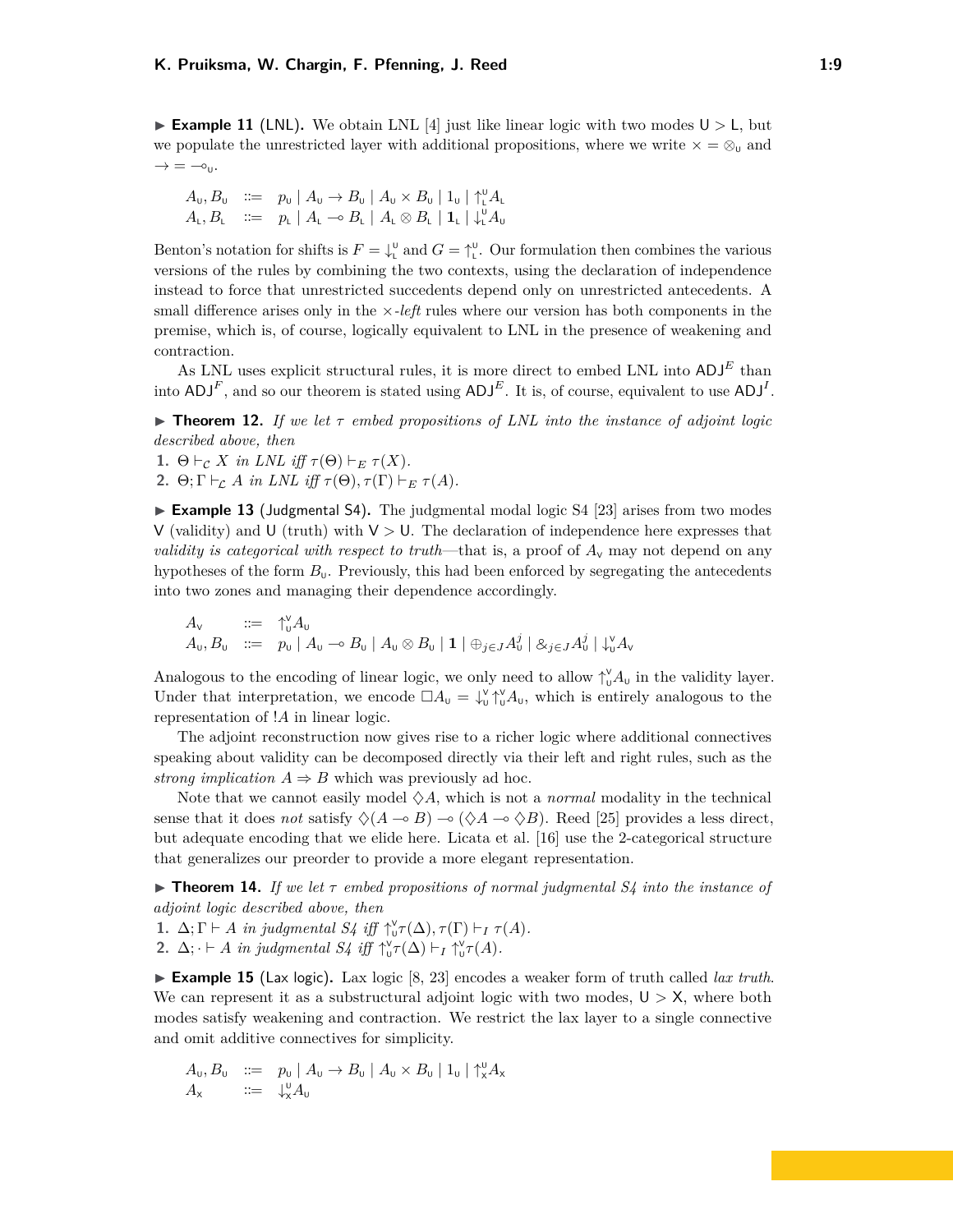▶ **Example 11** (LNL). We obtain LNL [4] just like linear logic with two modes $\mathsf{U} > \mathsf{L}$, but we populate the unrestricted layer with additional propositions, where we write $\times = \otimes_{\mathsf{U}}$ and $\rightarrow = \multimap_{\mathsf{U}}$.

$$
\begin{array}{lcl}
A_{\mathsf{U}}, B_{\mathsf{U}} & ::= & p_{\mathsf{U}} \mid A_{\mathsf{U}} \rightarrow B_{\mathsf{U}} \mid A_{\mathsf{U}} \times B_{\mathsf{U}} \mid 1_{\mathsf{U}} \mid {\uparrow}_{\mathsf{L}}^{\mathsf{U}} A_{\mathsf{L}} \\
A_{\mathsf{L}}, B_{\mathsf{L}} & ::= & p_{\mathsf{L}} \mid A_{\mathsf{L}} \multimap B_{\mathsf{L}} \mid A_{\mathsf{L}} \otimes B_{\mathsf{L}} \mid \mathbf{1}_{\mathsf{L}} \mid {\downarrow}_{\mathsf{L}}^{\mathsf{U}} A_{\mathsf{U}}
\end{array}
$$

Benton's notation for shifts is $F = {\downarrow}_{\mathsf{L}}^{\mathsf{U}}$ and $G = {\uparrow}_{\mathsf{L}}^{\mathsf{U}}$. Our formulation then combines the various versions of the rules by combining the two contexts, using the declaration of independence instead to force that unrestricted succedents depend only on unrestricted antecedents. A small difference arises only in the $\times$*-left* rules where our version has both components in the premise, which is, of course, logically equivalent to LNL in the presence of weakening and contraction.

As LNL uses explicit structural rules, it is more direct to embed LNL into $\mathsf{ADJ}^E$ than into $\mathsf{ADJ}^F$, and so our theorem is stated using $\mathsf{ADJ}^E$. It is, of course, equivalent to use $\mathsf{ADJ}^I$.

▶ **Theorem 12.** *If we let $\tau$ embed propositions of LNL into the instance of adjoint logic described above, then*

1. $\Theta \vdash_{\mathcal{C}} X$ *in LNL iff* $\tau(\Theta) \vdash_E \tau(X)$.
2. $\Theta; \Gamma \vdash_{\mathcal{L}} A$ *in LNL iff* $\tau(\Theta), \tau(\Gamma) \vdash_E \tau(A)$.

▶ **Example 13** (Judgmental S4). The judgmental modal logic S4 [23] arises from two modes $\mathsf{V}$ (validity) and $\mathsf{U}$ (truth) with $\mathsf{V} > \mathsf{U}$. The declaration of independence here expresses that *validity is categorical with respect to truth*—that is, a proof of $A_{\mathsf{V}}$ may not depend on any hypotheses of the form $B_{\mathsf{U}}$. Previously, this had been enforced by segregating the antecedents into two zones and managing their dependence accordingly.

$$
\begin{array}{lcl}
A_{\mathsf{V}} & ::= & {\uparrow}_{\mathsf{U}}^{\mathsf{V}} A_{\mathsf{U}} \\
A_{\mathsf{U}}, B_{\mathsf{U}} & ::= & p_{\mathsf{U}} \mid A_{\mathsf{U}} \multimap B_{\mathsf{U}} \mid A_{\mathsf{U}} \otimes B_{\mathsf{U}} \mid \mathbf{1} \mid \oplus_{j \in J} A_{\mathsf{U}}^{j} \mid \&_{j \in J} A_{\mathsf{U}}^{j} \mid {\downarrow}_{\mathsf{U}}^{\mathsf{V}} A_{\mathsf{V}}
\end{array}
$$

Analogous to the encoding of linear logic, we only need to allow ${\uparrow}_{\mathsf{U}}^{\mathsf{V}} A_{\mathsf{U}}$ in the validity layer. Under that interpretation, we encode $\Box A_{\mathsf{U}} = {\downarrow}_{\mathsf{U}}^{\mathsf{V}} {\uparrow}_{\mathsf{U}}^{\mathsf{V}} A_{\mathsf{U}}$, which is entirely analogous to the representation of $!A$ in linear logic.

The adjoint reconstruction now gives rise to a richer logic where additional connectives speaking about validity can be decomposed directly via their left and right rules, such as the *strong implication* $A \Rightarrow B$ which was previously ad hoc.

Note that we cannot easily model $\Diamond A$, which is not a *normal* modality in the technical sense that it does *not* satisfy $\Diamond(A \multimap B) \multimap (\Diamond A \multimap \Diamond B)$. Reed [25] provides a less direct, but adequate encoding that we elide here. Licata et al. [16] use the 2-categorical structure that generalizes our preorder to provide a more elegant representation.

▶ **Theorem 14.** *If we let $\tau$ embed propositions of normal judgmental S4 into the instance of adjoint logic described above, then*

1. $\Delta; \Gamma \vdash A$ *in judgmental S4 iff* ${\uparrow}_{\mathsf{U}}^{\mathsf{V}} \tau(\Delta), \tau(\Gamma) \vdash_I \tau(A)$.
2. $\Delta; \cdot \vdash A$ *in judgmental S4 iff* ${\uparrow}_{\mathsf{U}}^{\mathsf{V}} \tau(\Delta) \vdash_I {\uparrow}_{\mathsf{U}}^{\mathsf{V}} \tau(A)$.

▶ **Example 15** (Lax logic). Lax logic [8, 23] encodes a weaker form of truth called *lax truth*. We can represent it as a substructural adjoint logic with two modes, $\mathsf{U} > \mathsf{X}$, where both modes satisfy weakening and contraction. We restrict the lax layer to a single connective and omit additive connectives for simplicity.

$$
\begin{array}{lcl}
A_{\mathsf{U}}, B_{\mathsf{U}} & ::= & p_{\mathsf{U}} \mid A_{\mathsf{U}} \rightarrow B_{\mathsf{U}} \mid A_{\mathsf{U}} \times B_{\mathsf{U}} \mid 1_{\mathsf{U}} \mid {\uparrow}_{\mathsf{X}}^{\mathsf{U}} A_{\mathsf{X}} \\
A_{\mathsf{X}} & ::= & {\downarrow}_{\mathsf{X}}^{\mathsf{U}} A_{\mathsf{U}}
\end{array}
$$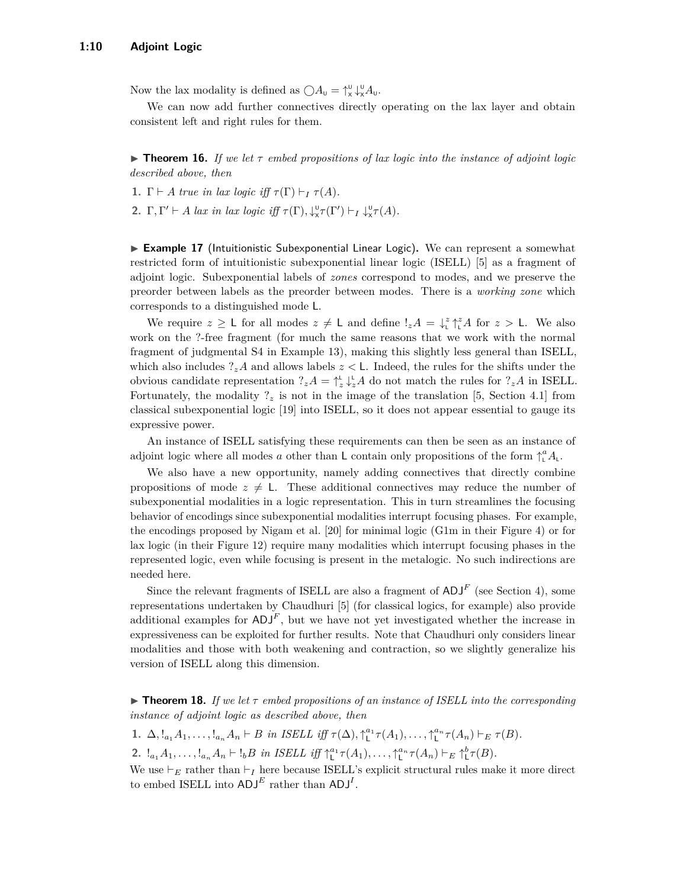Now the lax modality is defined as $\bigcirc A_{\mathsf{U}} = {\uparrow}^{\mathsf{U}}_{\mathsf{X}} {\downarrow}^{\mathsf{U}}_{\mathsf{X}} A_{\mathsf{U}}$.

We can now add further connectives directly operating on the lax layer and obtain consistent left and right rules for them.

▶ **Theorem 16.** *If we let $\tau$ embed propositions of lax logic into the instance of adjoint logic described above, then*

1. $\Gamma \vdash A$ *true in lax logic iff* $\tau(\Gamma) \vdash_I \tau(A)$.
2. $\Gamma, \Gamma' \vdash A$ *lax in lax logic iff* $\tau(\Gamma), {\downarrow}^{\mathsf{U}}_{\mathsf{X}}\tau(\Gamma') \vdash_I {\downarrow}^{\mathsf{U}}_{\mathsf{X}}\tau(A)$.

▶ **Example 17** (Intuitionistic Subexponential Linear Logic)**.** We can represent a somewhat restricted form of intuitionistic subexponential linear logic (ISELL) [5] as a fragment of adjoint logic. Subexponential labels of *zones* correspond to modes, and we preserve the preorder between labels as the preorder between modes. There is a *working zone* which corresponds to a distinguished mode $\mathsf{L}$.

We require $z \geq \mathsf{L}$ for all modes $z \neq \mathsf{L}$ and define $!_z A = {\downarrow}^z_{\mathsf{L}} {\uparrow}^z_{\mathsf{L}} A$ for $z > \mathsf{L}$. We also work on the ?-free fragment (for much the same reasons that we work with the normal fragment of judgmental S4 in Example 13), making this slightly less general than ISELL, which also includes $?_z A$ and allows labels $z < \mathsf{L}$. Indeed, the rules for the shifts under the obvious candidate representation $?_z A = {\uparrow}^{\mathsf{L}}_z {\downarrow}^{\mathsf{L}}_z A$ do not match the rules for $?_z A$ in ISELL. Fortunately, the modality $?_z$ is not in the image of the translation [5, Section 4.1] from classical subexponential logic [19] into ISELL, so it does not appear essential to gauge its expressive power.

An instance of ISELL satisfying these requirements can then be seen as an instance of adjoint logic where all modes $a$ other than $\mathsf{L}$ contain only propositions of the form ${\uparrow}^a_{\mathsf{L}} A_{\mathsf{L}}$.

We also have a new opportunity, namely adding connectives that directly combine propositions of mode $z \neq \mathsf{L}$. These additional connectives may reduce the number of subexponential modalities in a logic representation. This in turn streamlines the focusing behavior of encodings since subexponential modalities interrupt focusing phases. For example, the encodings proposed by Nigam et al. [20] for minimal logic (G1m in their Figure 4) or for lax logic (in their Figure 12) require many modalities which interrupt focusing phases in the represented logic, even while focusing is present in the metalogic. No such indirections are needed here.

Since the relevant fragments of ISELL are also a fragment of $\mathsf{ADJ}^F$ (see Section 4), some representations undertaken by Chaudhuri [5] (for classical logics, for example) also provide additional examples for $\mathsf{ADJ}^F$, but we have not yet investigated whether the increase in expressiveness can be exploited for further results. Note that Chaudhuri only considers linear modalities and those with both weakening and contraction, so we slightly generalize his version of ISELL along this dimension.

▶ **Theorem 18.** *If we let $\tau$ embed propositions of an instance of ISELL into the corresponding instance of adjoint logic as described above, then*

1. $\Delta, !_{a_1} A_1, \ldots, !_{a_n} A_n \vdash B$ *in ISELL iff* $\tau(\Delta), {\uparrow}^{a_1}_{\mathsf{L}} \tau(A_1), \ldots, {\uparrow}^{a_n}_{\mathsf{L}} \tau(A_n) \vdash_E \tau(B)$.
2. $!_{a_1} A_1, \ldots, !_{a_n} A_n \vdash !_b B$ *in ISELL iff* ${\uparrow}^{a_1}_{\mathsf{L}} \tau(A_1), \ldots, {\uparrow}^{a_n}_{\mathsf{L}} \tau(A_n) \vdash_E {\uparrow}^b_{\mathsf{L}} \tau(B)$.

We use $\vdash_E$ rather than $\vdash_I$ here because ISELL's explicit structural rules make it more direct to embed ISELL into $\mathsf{ADJ}^E$ rather than $\mathsf{ADJ}^I$.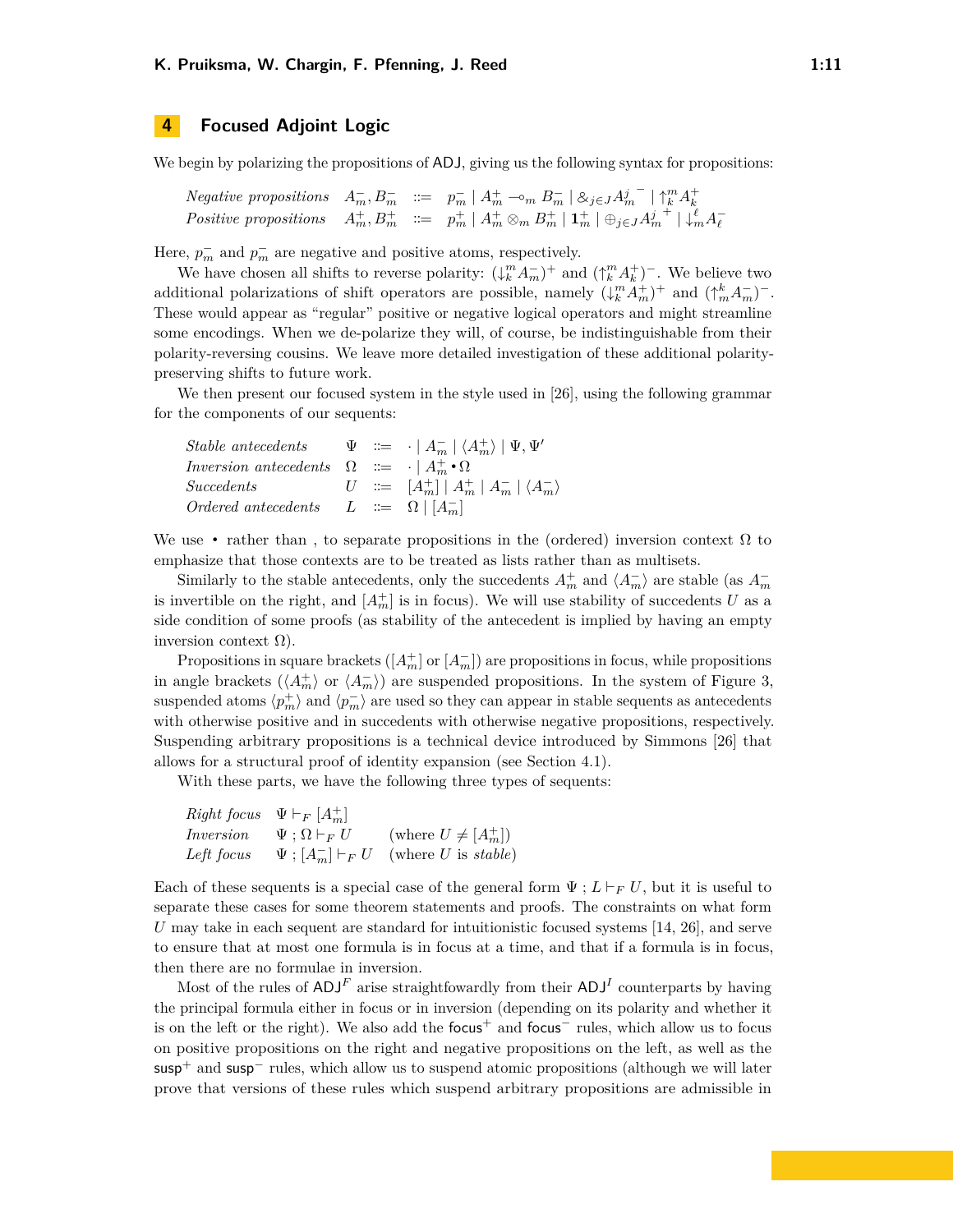## 4 Focused Adjoint Logic

We begin by polarizing the propositions of ADJ, giving us the following syntax for propositions:

$$
\begin{array}{llll}
\textit{Negative propositions} & A_m^-, B_m^- & ::= & p_m^- \mid A_m^+ \multimap_m B_m^- \mid \&_{j\in J} {A_m^j}^- \mid {\uparrow}_k^m A_k^+ \\
\textit{Positive propositions} & A_m^+, B_m^+ & ::= & p_m^+ \mid A_m^+ \otimes_m B_m^+ \mid \mathbf{1}_m^+ \mid \oplus_{j\in J} {A_m^j}^+ \mid {\downarrow}_m^\ell A_\ell^-
\end{array}
$$

Here, $p_m^-$ and $p_m^-$ are negative and positive atoms, respectively.

We have chosen all shifts to reverse polarity: $({\downarrow}_k^m A_m^-)^+$ and $({\uparrow}_k^m A_k^+)^-$. We believe two additional polarizations of shift operators are possible, namely $({\downarrow}_k^m A_m^+)^+$ and $({\uparrow}_m^k A_m^-)^-$. These would appear as "regular" positive or negative logical operators and might streamline some encodings. When we de-polarize they will, of course, be indistinguishable from their polarity-reversing cousins. We leave more detailed investigation of these additional polarity-preserving shifts to future work.

We then present our focused system in the style used in [26], using the following grammar for the components of our sequents:

$$
\begin{array}{llll}
\textit{Stable antecedents} & \Psi & ::= & \cdot \mid A_m^- \mid \langle A_m^+ \rangle \mid \Psi, \Psi' \\
\textit{Inversion antecedents} & \Omega & ::= & \cdot \mid A_m^+ \bullet \Omega \\
\textit{Succedents} & U & ::= & [A_m^+] \mid A_m^+ \mid A_m^- \mid \langle A_m^- \rangle \\
\textit{Ordered antecedents} & L & ::= & \Omega \mid [A_m^-]
\end{array}
$$

We use $\bullet$ rather than , to separate propositions in the (ordered) inversion context $\Omega$ to emphasize that those contexts are to be treated as lists rather than as multisets.

Similarly to the stable antecedents, only the succedents $A_m^+$ and $\langle A_m^- \rangle$ are stable (as $A_m^-$ is invertible on the right, and $[A_m^+]$ is in focus). We will use stability of succedents $U$ as a side condition of some proofs (as stability of the antecedent is implied by having an empty inversion context $\Omega$).

Propositions in square brackets ($[A_m^+]$ or $[A_m^-]$) are propositions in focus, while propositions in angle brackets ($\langle A_m^+ \rangle$ or $\langle A_m^- \rangle$) are suspended propositions. In the system of Figure 3, suspended atoms $\langle p_m^+ \rangle$ and $\langle p_m^- \rangle$ are used so they can appear in stable sequents as antecedents with otherwise positive and in succedents with otherwise negative propositions, respectively. Suspending arbitrary propositions is a technical device introduced by Simmons [26] that allows for a structural proof of identity expansion (see Section 4.1).

With these parts, we have the following three types of sequents:

$$
\begin{array}{lll}
\textit{Right focus} & \Psi \vdash_F [A_m^+] & \\
\textit{Inversion} & \Psi \,;\, \Omega \vdash_F U & (\text{where } U \neq [A_m^+]) \\
\textit{Left focus} & \Psi \,;\, [A_m^-] \vdash_F U & (\text{where } U \text{ is } \textit{stable})
\end{array}
$$

Each of these sequents is a special case of the general form $\Psi \,;\, L \vdash_F U$, but it is useful to separate these cases for some theorem statements and proofs. The constraints on what form $U$ may take in each sequent are standard for intuitionistic focused systems [14, 26], and serve to ensure that at most one formula is in focus at a time, and that if a formula is in focus, then there are no formulae in inversion.

Most of the rules of $\mathsf{ADJ}^F$ arise straightfowardly from their $\mathsf{ADJ}^I$ counterparts by having the principal formula either in focus or in inversion (depending on its polarity and whether it is on the left or the right). We also add the $\mathsf{focus}^+$ and $\mathsf{focus}^-$ rules, which allow us to focus on positive propositions on the right and negative propositions on the left, as well as the $\mathsf{susp}^+$ and $\mathsf{susp}^-$ rules, which allow us to suspend atomic propositions (although we will later prove that versions of these rules which suspend arbitrary propositions are admissible in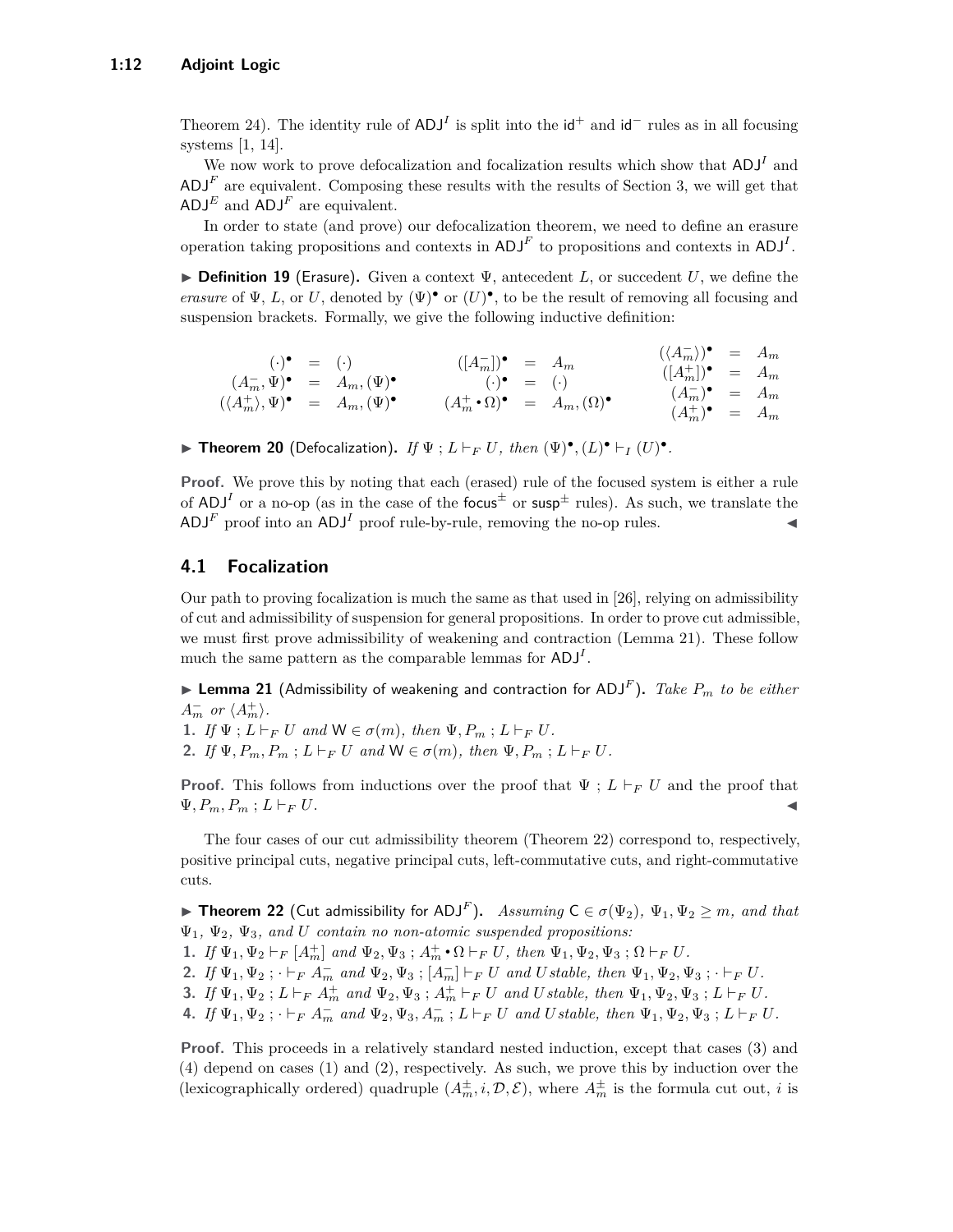Theorem 24). The identity rule of $\mathsf{ADJ}^I$ is split into the $\mathsf{id}^+$ and $\mathsf{id}^-$ rules as in all focusing systems [1, 14].

We now work to prove defocalization and focalization results which show that $\mathsf{ADJ}^I$ and $\mathsf{ADJ}^F$ are equivalent. Composing these results with the results of Section 3, we will get that $\mathsf{ADJ}^E$ and $\mathsf{ADJ}^F$ are equivalent.

In order to state (and prove) our defocalization theorem, we need to define an erasure operation taking propositions and contexts in $\mathsf{ADJ}^F$ to propositions and contexts in $\mathsf{ADJ}^I$.

▶ **Definition 19** (Erasure). Given a context $\Psi$, antecedent $L$, or succedent $U$, we define the *erasure* of $\Psi$, $L$, or $U$, denoted by $(\Psi)^\bullet$ or $(U)^\bullet$, to be the result of removing all focusing and suspension brackets. Formally, we give the following inductive definition:

$$
\begin{array}{rcl}
(\cdot)^\bullet & = & (\cdot) \\
(A_m^-, \Psi)^\bullet & = & A_m, (\Psi)^\bullet \\
(\langle A_m^+ \rangle, \Psi)^\bullet & = & A_m, (\Psi)^\bullet
\end{array}
\qquad
\begin{array}{rcl}
([A_m^-])^\bullet & = & A_m \\
(\cdot)^\bullet & = & (\cdot) \\
(A_m^+ \bullet \Omega)^\bullet & = & A_m, (\Omega)^\bullet
\end{array}
\qquad
\begin{array}{rcl}
(\langle A_m^- \rangle)^\bullet & = & A_m \\
([A_m^+])^\bullet & = & A_m \\
(A_m^-)^\bullet & = & A_m \\
(A_m^+)^\bullet & = & A_m
\end{array}
$$

▶ **Theorem 20** (Defocalization). *If $\Psi \,;\, L \vdash_F U$, then $(\Psi)^\bullet, (L)^\bullet \vdash_I (U)^\bullet$.*

**Proof.** We prove this by noting that each (erased) rule of the focused system is either a rule of $\mathsf{ADJ}^I$ or a no-op (as in the case of the $\mathsf{focus}^\pm$ or $\mathsf{susp}^\pm$ rules). As such, we translate the $\mathsf{ADJ}^F$ proof into an $\mathsf{ADJ}^I$ proof rule-by-rule, removing the no-op rules. ◀

## 4.1 Focalization

Our path to proving focalization is much the same as that used in [26], relying on admissibility of cut and admissibility of suspension for general propositions. In order to prove cut admissible, we must first prove admissibility of weakening and contraction (Lemma 21). These follow much the same pattern as the comparable lemmas for $\mathsf{ADJ}^I$.

▶ **Lemma 21** (Admissibility of weakening and contraction for $\mathsf{ADJ}^F$). *Take $P_m$ to be either $A_m^-$ or $\langle A_m^+ \rangle$.*

1. *If $\Psi \,;\, L \vdash_F U$ and $\mathsf{W} \in \sigma(m)$, then $\Psi, P_m \,;\, L \vdash_F U$.*
2. *If $\Psi, P_m, P_m \,;\, L \vdash_F U$ and $\mathsf{W} \in \sigma(m)$, then $\Psi, P_m \,;\, L \vdash_F U$.*

**Proof.** This follows from inductions over the proof that $\Psi \,;\, L \vdash_F U$ and the proof that $\Psi, P_m, P_m \,;\, L \vdash_F U$. ◀

The four cases of our cut admissibility theorem (Theorem 22) correspond to, respectively, positive principal cuts, negative principal cuts, left-commutative cuts, and right-commutative cuts.

▶ **Theorem 22** (Cut admissibility for $\mathsf{ADJ}^F$). *Assuming $\mathsf{C} \in \sigma(\Psi_2)$, $\Psi_1, \Psi_2 \geq m$, and that $\Psi_1$, $\Psi_2$, $\Psi_3$, and $U$ contain no non-atomic suspended propositions:*

1. *If $\Psi_1, \Psi_2 \vdash_F [A_m^+]$ and $\Psi_2, \Psi_3 \,;\, A_m^+ \bullet \Omega \vdash_F U$, then $\Psi_1, \Psi_2, \Psi_3 \,;\, \Omega \vdash_F U$.*
2. *If $\Psi_1, \Psi_2 \,;\, \cdot \vdash_F A_m^-$ and $\Psi_2, \Psi_3 \,;\, [A_m^-] \vdash_F U$ and $U$ stable, then $\Psi_1, \Psi_2, \Psi_3 \,;\, \cdot \vdash_F U$.*
3. *If $\Psi_1, \Psi_2 \,;\, L \vdash_F A_m^+$ and $\Psi_2, \Psi_3 \,;\, A_m^+ \vdash_F U$ and $U$ stable, then $\Psi_1, \Psi_2, \Psi_3 \,;\, L \vdash_F U$.*
4. *If $\Psi_1, \Psi_2 \,;\, \cdot \vdash_F A_m^-$ and $\Psi_2, \Psi_3, A_m^- \,;\, L \vdash_F U$ and $U$ stable, then $\Psi_1, \Psi_2, \Psi_3 \,;\, L \vdash_F U$.*

**Proof.** This proceeds in a relatively standard nested induction, except that cases (3) and (4) depend on cases (1) and (2), respectively. As such, we prove this by induction over the (lexicographically ordered) quadruple $(A_m^\pm, i, \mathcal{D}, \mathcal{E})$, where $A_m^\pm$ is the formula cut out, $i$ is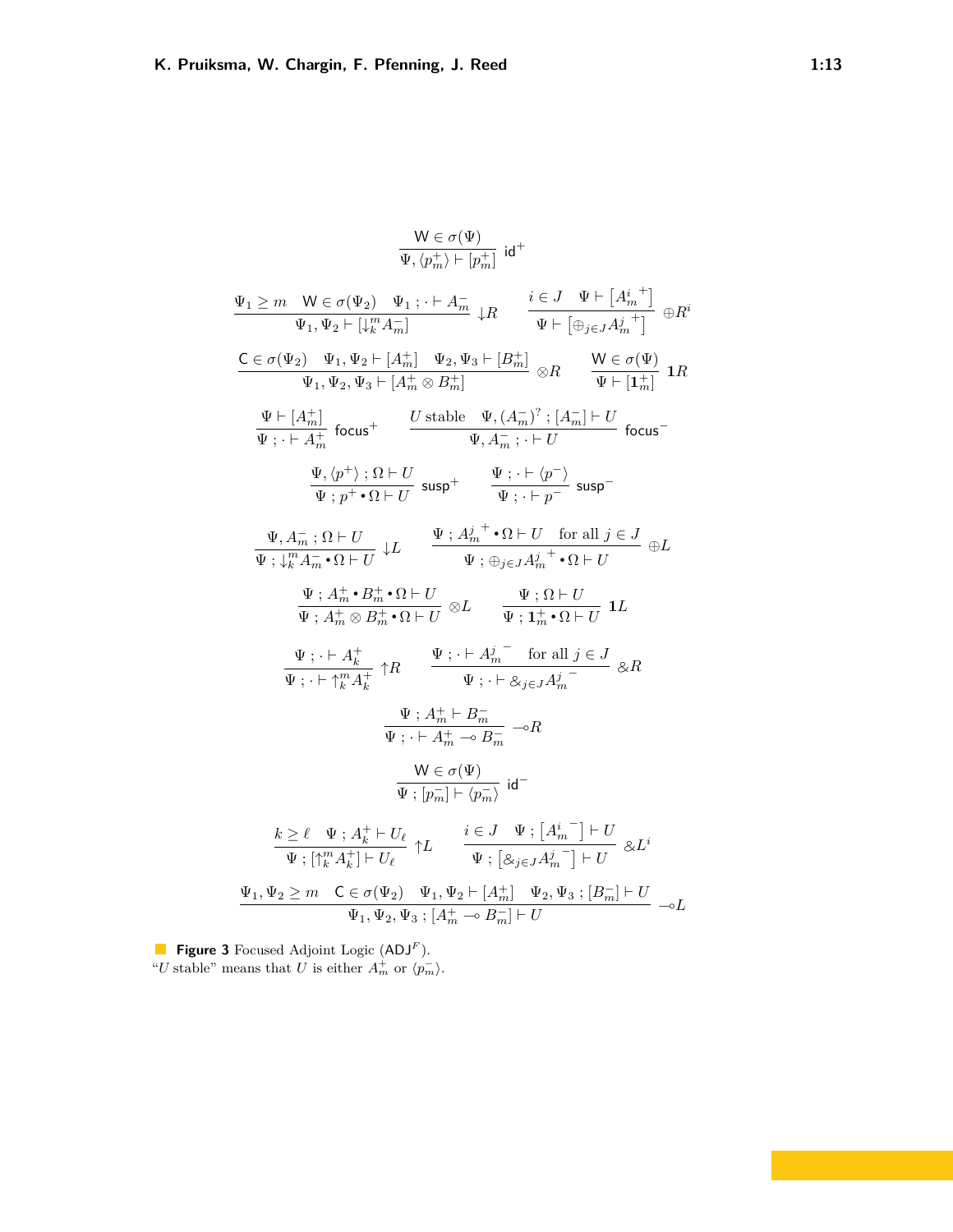$$\frac{\mathsf{W} \in \sigma(\Psi)}{\Psi, \langle p_m^+ \rangle \vdash [p_m^+]} \ \mathsf{id}^+$$

$$\frac{\Psi_1 \geq m \quad \mathsf{W} \in \sigma(\Psi_2) \quad \Psi_1 \ ; \cdot \vdash A_m^-}{\Psi_1, \Psi_2 \vdash [\downarrow_k^m A_m^-]} \ \downarrow R \qquad \frac{i \in J \quad \Psi \vdash \left[{A_m^i}^+\right]}{\Psi \vdash \left[\oplus_{j \in J} {A_m^j}^+\right]} \ \oplus R^i$$

$$\frac{\mathsf{C} \in \sigma(\Psi_2) \quad \Psi_1, \Psi_2 \vdash [A_m^+] \quad \Psi_2, \Psi_3 \vdash [B_m^+]}{\Psi_1, \Psi_2, \Psi_3 \vdash [A_m^+ \otimes B_m^+]} \ \otimes R \qquad \frac{\mathsf{W} \in \sigma(\Psi)}{\Psi \vdash [\mathbf{1}_m^+]} \ \mathbf{1}R$$

$$\frac{\Psi \vdash [A_m^+]}{\Psi \ ; \cdot \vdash A_m^+} \ \mathsf{focus}^+ \qquad \frac{U \text{ stable} \quad \Psi, (A_m^-)^? \ ; [A_m^-] \vdash U}{\Psi, A_m^- \ ; \cdot \vdash U} \ \mathsf{focus}^-$$

$$\frac{\Psi, \langle p^+ \rangle \ ; \Omega \vdash U}{\Psi \ ; p^+ \bullet \Omega \vdash U} \ \mathsf{susp}^+ \qquad \frac{\Psi \ ; \cdot \vdash \langle p^- \rangle}{\Psi \ ; \cdot \vdash p^-} \ \mathsf{susp}^-$$

$$\frac{\Psi, A_m^- \ ; \Omega \vdash U}{\Psi \ ; \downarrow_k^m A_m^- \bullet \Omega \vdash U} \ \downarrow L \qquad \frac{\Psi \ ; {A_m^j}^+ \bullet \Omega \vdash U \quad \text{for all } j \in J}{\Psi \ ; \oplus_{j \in J} {A_m^j}^+ \bullet \Omega \vdash U} \ \oplus L$$

$$\frac{\Psi \ ; A_m^+ \bullet B_m^+ \bullet \Omega \vdash U}{\Psi \ ; A_m^+ \otimes B_m^+ \bullet \Omega \vdash U} \ \otimes L \qquad \frac{\Psi \ ; \Omega \vdash U}{\Psi \ ; \mathbf{1}_m^+ \bullet \Omega \vdash U} \ \mathbf{1}L$$

$$\frac{\Psi \ ; \cdot \vdash A_k^+}{\Psi \ ; \cdot \vdash \uparrow_k^m A_k^+} \ \uparrow R \qquad \frac{\Psi \ ; \cdot \vdash {A_m^j}^- \quad \text{for all } j \in J}{\Psi \ ; \cdot \vdash \&_{j \in J} {A_m^j}^-} \ \& R$$

$$\frac{\Psi \ ; A_m^+ \vdash B_m^-}{\Psi \ ; \cdot \vdash A_m^+ \multimap B_m^-} \ \multimap R$$

$$\frac{\mathsf{W} \in \sigma(\Psi)}{\Psi \ ; [p_m^-] \vdash \langle p_m^- \rangle} \ \mathsf{id}^-$$

$$\frac{k \geq \ell \quad \Psi \ ; A_k^+ \vdash U_\ell}{\Psi \ ; [\uparrow_k^m A_k^+] \vdash U_\ell} \ \uparrow L \qquad \frac{i \in J \quad \Psi \ ; \left[{A_m^i}^-\right] \vdash U}{\Psi \ ; \left[\&_{j \in J} {A_m^j}^-\right] \vdash U} \ \& L^i$$

$$\frac{\Psi_1, \Psi_2 \geq m \quad \mathsf{C} \in \sigma(\Psi_2) \quad \Psi_1, \Psi_2 \vdash [A_m^+] \quad \Psi_2, \Psi_3 \ ; [B_m^-] \vdash U}{\Psi_1, \Psi_2, \Psi_3 \ ; [A_m^+ \multimap B_m^-] \vdash U} \ \multimap L$$

**Figure 3** Focused Adjoint Logic ($\mathsf{ADJ}^F$).
"$U$ stable" means that $U$ is either $A_m^+$ or $\langle p_m^- \rangle$.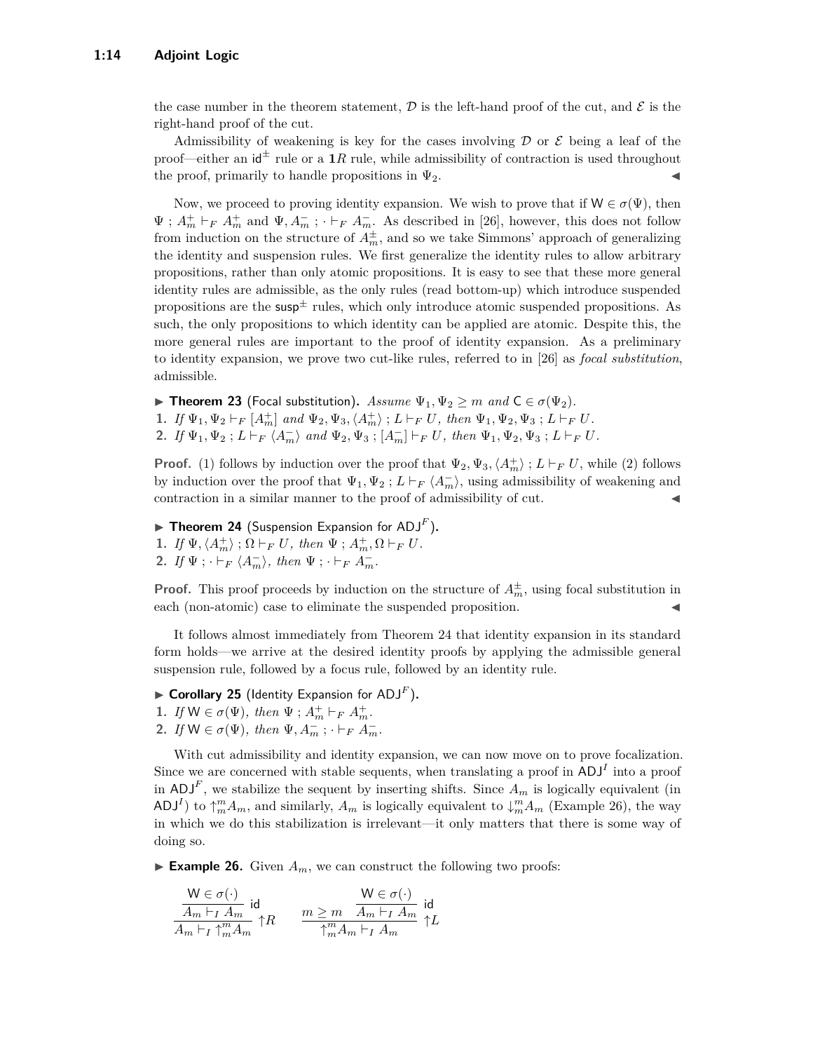the case number in the theorem statement, $\mathcal{D}$ is the left-hand proof of the cut, and $\mathcal{E}$ is the right-hand proof of the cut.

Admissibility of weakening is key for the cases involving $\mathcal{D}$ or $\mathcal{E}$ being a leaf of the proof—either an $\mathsf{id}^{\pm}$ rule or a $\mathbf{1}R$ rule, while admissibility of contraction is used throughout the proof, primarily to handle propositions in $\Psi_2$. ◀

Now, we proceed to proving identity expansion. We wish to prove that if $\mathsf{W} \in \sigma(\Psi)$, then $\Psi \,;\, A_m^+ \vdash_F A_m^+$ and $\Psi, A_m^- \,;\, \cdot \vdash_F A_m^-$. As described in [26], however, this does not follow from induction on the structure of $A_m^{\pm}$, and so we take Simmons' approach of generalizing the identity and suspension rules. We first generalize the identity rules to allow arbitrary propositions, rather than only atomic propositions. It is easy to see that these more general identity rules are admissible, as the only rules (read bottom-up) which introduce suspended propositions are the $\mathsf{susp}^{\pm}$ rules, which only introduce atomic suspended propositions. As such, the only propositions to which identity can be applied are atomic. Despite this, the more general rules are important to the proof of identity expansion. As a preliminary to identity expansion, we prove two cut-like rules, referred to in [26] as *focal substitution*, admissible.

▶ **Theorem 23** (Focal substitution). *Assume $\Psi_1, \Psi_2 \geq m$ and $\mathsf{C} \in \sigma(\Psi_2)$.*

1. *If $\Psi_1, \Psi_2 \vdash_F [A_m^+]$ and $\Psi_2, \Psi_3, \langle A_m^+ \rangle \,;\, L \vdash_F U$, then $\Psi_1, \Psi_2, \Psi_3 \,;\, L \vdash_F U$.*
2. *If $\Psi_1, \Psi_2 \,;\, L \vdash_F \langle A_m^- \rangle$ and $\Psi_2, \Psi_3 \,;\, [A_m^-] \vdash_F U$, then $\Psi_1, \Psi_2, \Psi_3 \,;\, L \vdash_F U$.*

**Proof.** (1) follows by induction over the proof that $\Psi_2, \Psi_3, \langle A_m^+ \rangle \,;\, L \vdash_F U$, while (2) follows by induction over the proof that $\Psi_1, \Psi_2 \,;\, L \vdash_F \langle A_m^- \rangle$, using admissibility of weakening and contraction in a similar manner to the proof of admissibility of cut. ◀

▶ **Theorem 24** (Suspension Expansion for $\mathsf{ADJ}^F$).

1. *If $\Psi, \langle A_m^+ \rangle \,;\, \Omega \vdash_F U$, then $\Psi \,;\, A_m^+, \Omega \vdash_F U$.*
2. *If $\Psi \,;\, \cdot \vdash_F \langle A_m^- \rangle$, then $\Psi \,;\, \cdot \vdash_F A_m^-$.*

**Proof.** This proof proceeds by induction on the structure of $A_m^{\pm}$, using focal substitution in each (non-atomic) case to eliminate the suspended proposition. ◀

It follows almost immediately from Theorem 24 that identity expansion in its standard form holds—we arrive at the desired identity proofs by applying the admissible general suspension rule, followed by a focus rule, followed by an identity rule.

▶ **Corollary 25** (Identity Expansion for $\mathsf{ADJ}^F$).

1. *If $\mathsf{W} \in \sigma(\Psi)$, then $\Psi \,;\, A_m^+ \vdash_F A_m^+$.*
2. *If $\mathsf{W} \in \sigma(\Psi)$, then $\Psi, A_m^- \,;\, \cdot \vdash_F A_m^-$.*

With cut admissibility and identity expansion, we can now move on to prove focalization. Since we are concerned with stable sequents, when translating a proof in $\mathsf{ADJ}^I$ into a proof in $\mathsf{ADJ}^F$, we stabilize the sequent by inserting shifts. Since $A_m$ is logically equivalent (in $\mathsf{ADJ}^I$) to ${\uparrow}_m^m A_m$, and similarly, $A_m$ is logically equivalent to ${\downarrow}_m^m A_m$ (Example 26), the way in which we do this stabilization is irrelevant—it only matters that there is some way of doing so.

▶ **Example 26.** Given $A_m$, we can construct the following two proofs:

$$
\dfrac{\dfrac{\mathsf{W} \in \sigma(\cdot)}{A_m \vdash_I A_m}\,\mathsf{id}}{A_m \vdash_I {\uparrow}_m^m A_m}\,{\uparrow}R
\qquad
\dfrac{m \geq m \quad \dfrac{\mathsf{W} \in \sigma(\cdot)}{A_m \vdash_I A_m}\,\mathsf{id}}{{\uparrow}_m^m A_m \vdash_I A_m}\,{\uparrow}L
$$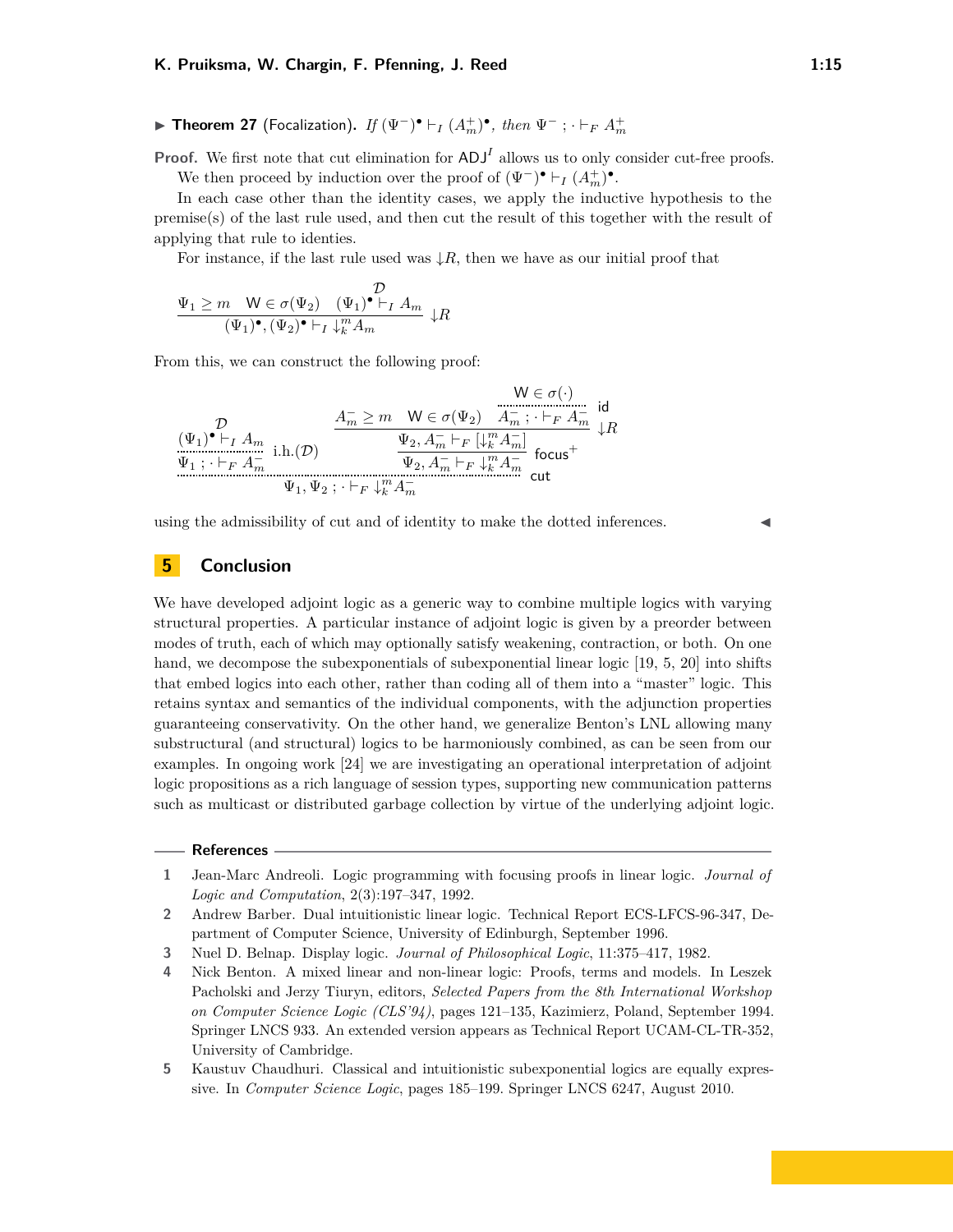▶ **Theorem 27** (Focalization). *If* $(\Psi^-)^\bullet \vdash_I (A_m^+)^\bullet$*, then* $\Psi^- \,;\, \cdot \vdash_F A_m^+$

**Proof.** We first note that cut elimination for $\mathsf{ADJ}^I$ allows us to only consider cut-free proofs.

We then proceed by induction over the proof of $(\Psi^-)^\bullet \vdash_I (A_m^+)^\bullet$.

In each case other than the identity cases, we apply the inductive hypothesis to the premise(s) of the last rule used, and then cut the result of this together with the result of applying that rule to identies.

For instance, if the last rule used was $\downarrow R$, then we have as our initial proof that

$$\dfrac{\Psi_1 \geq m \quad \mathsf{W} \in \sigma(\Psi_2) \quad \overset{\mathcal{D}}{(\Psi_1)^\bullet \vdash_I A_m}}{(\Psi_1)^\bullet, (\Psi_2)^\bullet \vdash_I {\downarrow_k^m} A_m} \downarrow R$$

From this, we can construct the following proof:

$$\dfrac{\dfrac{\overset{\mathcal{D}}{(\Psi_1)^\bullet \vdash_I A_m}}{\Psi_1 \,;\, \cdot \vdash_F A_m^-}\ \text{i.h.}(\mathcal{D}) \qquad \dfrac{\dfrac{A_m^- \geq m \quad \mathsf{W} \in \sigma(\Psi_2) \quad \dfrac{\mathsf{W} \in \sigma(\cdot)}{A_m^- \,;\, \cdot \vdash_F A_m^-}\ \mathsf{id}}{\Psi_2, A_m^- \vdash_F [{\downarrow_k^m} A_m^-]}\ \downarrow R}{\Psi_2, A_m^- \vdash_F {\downarrow_k^m} A_m^-}\ \mathsf{focus}^+}{\Psi_1, \Psi_2 \,;\, \cdot \vdash_F {\downarrow_k^m} A_m^-}\ \mathsf{cut}$$

using the admissibility of cut and of identity to make the dotted inferences. ◀

## 5 Conclusion

We have developed adjoint logic as a generic way to combine multiple logics with varying structural properties. A particular instance of adjoint logic is given by a preorder between modes of truth, each of which may optionally satisfy weakening, contraction, or both. On one hand, we decompose the subexponentials of subexponential linear logic [19, 5, 20] into shifts that embed logics into each other, rather than coding all of them into a "master" logic. This retains syntax and semantics of the individual components, with the adjunction properties guaranteeing conservativity. On the other hand, we generalize Benton's LNL allowing many substructural (and structural) logics to be harmoniously combined, as can be seen from our examples. In ongoing work [24] we are investigating an operational interpretation of adjoint logic propositions as a rich language of session types, supporting new communication patterns such as multicast or distributed garbage collection by virtue of the underlying adjoint logic.

## References

1. Jean-Marc Andreoli. Logic programming with focusing proofs in linear logic. *Journal of Logic and Computation*, 2(3):197–347, 1992.
2. Andrew Barber. Dual intuitionistic linear logic. Technical Report ECS-LFCS-96-347, Department of Computer Science, University of Edinburgh, September 1996.
3. Nuel D. Belnap. Display logic. *Journal of Philosophical Logic*, 11:375–417, 1982.
4. Nick Benton. A mixed linear and non-linear logic: Proofs, terms and models. In Leszek Pacholski and Jerzy Tiuryn, editors, *Selected Papers from the 8th International Workshop on Computer Science Logic (CLS'94)*, pages 121–135, Kazimierz, Poland, September 1994. Springer LNCS 933. An extended version appears as Technical Report UCAM-CL-TR-352, University of Cambridge.
5. Kaustuv Chaudhuri. Classical and intuitionistic subexponential logics are equally expressive. In *Computer Science Logic*, pages 185–199. Springer LNCS 6247, August 2010.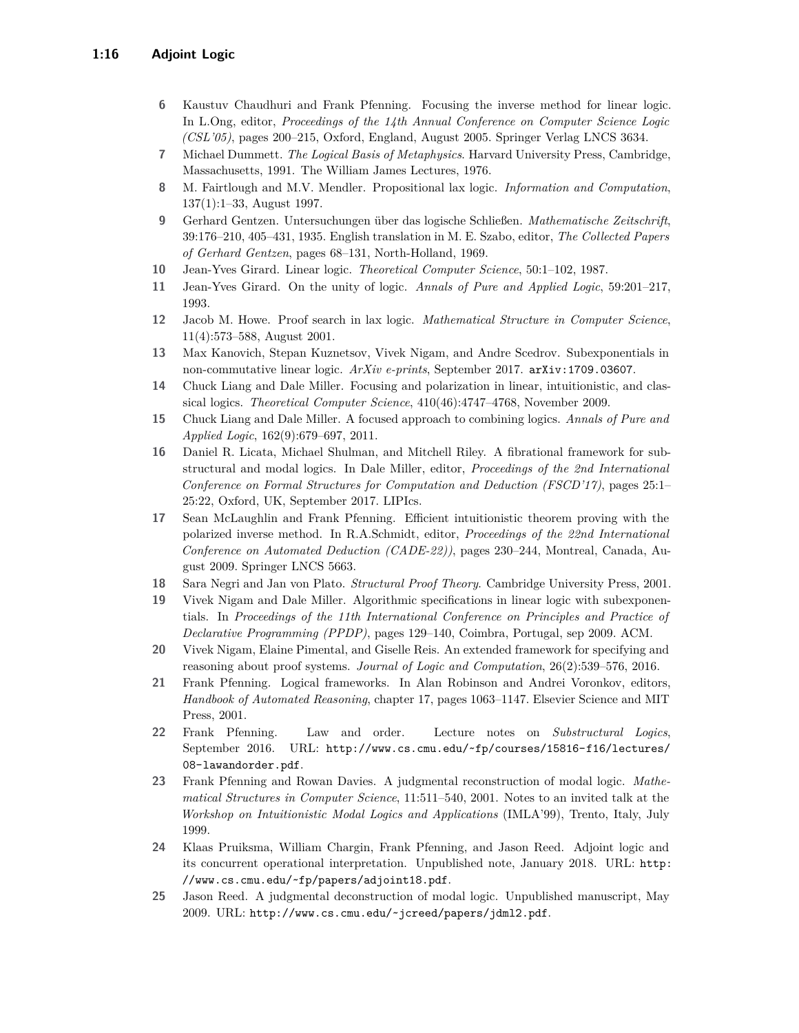6 Kaustuv Chaudhuri and Frank Pfenning. Focusing the inverse method for linear logic. In L.Ong, editor, *Proceedings of the 14th Annual Conference on Computer Science Logic (CSL'05)*, pages 200–215, Oxford, England, August 2005. Springer Verlag LNCS 3634.

7 Michael Dummett. *The Logical Basis of Metaphysics*. Harvard University Press, Cambridge, Massachusetts, 1991. The William James Lectures, 1976.

8 M. Fairtlough and M.V. Mendler. Propositional lax logic. *Information and Computation*, 137(1):1–33, August 1997.

9 Gerhard Gentzen. Untersuchungen über das logische Schließen. *Mathematische Zeitschrift*, 39:176–210, 405–431, 1935. English translation in M. E. Szabo, editor, *The Collected Papers of Gerhard Gentzen*, pages 68–131, North-Holland, 1969.

10 Jean-Yves Girard. Linear logic. *Theoretical Computer Science*, 50:1–102, 1987.

11 Jean-Yves Girard. On the unity of logic. *Annals of Pure and Applied Logic*, 59:201–217, 1993.

12 Jacob M. Howe. Proof search in lax logic. *Mathematical Structure in Computer Science*, 11(4):573–588, August 2001.

13 Max Kanovich, Stepan Kuznetsov, Vivek Nigam, and Andre Scedrov. Subexponentials in non-commutative linear logic. *ArXiv e-prints*, September 2017. arXiv:1709.03607.

14 Chuck Liang and Dale Miller. Focusing and polarization in linear, intuitionistic, and classical logics. *Theoretical Computer Science*, 410(46):4747–4768, November 2009.

15 Chuck Liang and Dale Miller. A focused approach to combining logics. *Annals of Pure and Applied Logic*, 162(9):679–697, 2011.

16 Daniel R. Licata, Michael Shulman, and Mitchell Riley. A fibrational framework for substructural and modal logics. In Dale Miller, editor, *Proceedings of the 2nd International Conference on Formal Structures for Computation and Deduction (FSCD'17)*, pages 25:1–25:22, Oxford, UK, September 2017. LIPIcs.

17 Sean McLaughlin and Frank Pfenning. Efficient intuitionistic theorem proving with the polarized inverse method. In R.A.Schmidt, editor, *Proceedings of the 22nd International Conference on Automated Deduction (CADE-22))*, pages 230–244, Montreal, Canada, August 2009. Springer LNCS 5663.

18 Sara Negri and Jan von Plato. *Structural Proof Theory*. Cambridge University Press, 2001.

19 Vivek Nigam and Dale Miller. Algorithmic specifications in linear logic with subexponentials. In *Proceedings of the 11th International Conference on Principles and Practice of Declarative Programming (PPDP)*, pages 129–140, Coimbra, Portugal, sep 2009. ACM.

20 Vivek Nigam, Elaine Pimental, and Giselle Reis. An extended framework for specifying and reasoning about proof systems. *Journal of Logic and Computation*, 26(2):539–576, 2016.

21 Frank Pfenning. Logical frameworks. In Alan Robinson and Andrei Voronkov, editors, *Handbook of Automated Reasoning*, chapter 17, pages 1063–1147. Elsevier Science and MIT Press, 2001.

22 Frank Pfenning. Law and order. Lecture notes on *Substructural Logics*, September 2016. URL: http://www.cs.cmu.edu/~fp/courses/15816-f16/lectures/08-lawandorder.pdf.

23 Frank Pfenning and Rowan Davies. A judgmental reconstruction of modal logic. *Mathematical Structures in Computer Science*, 11:511–540, 2001. Notes to an invited talk at the *Workshop on Intuitionistic Modal Logics and Applications* (IMLA'99), Trento, Italy, July 1999.

24 Klaas Pruiksma, William Chargin, Frank Pfenning, and Jason Reed. Adjoint logic and its concurrent operational interpretation. Unpublished note, January 2018. URL: http://www.cs.cmu.edu/~fp/papers/adjoint18.pdf.

25 Jason Reed. A judgmental deconstruction of modal logic. Unpublished manuscript, May 2009. URL: http://www.cs.cmu.edu/~jcreed/papers/jdml2.pdf.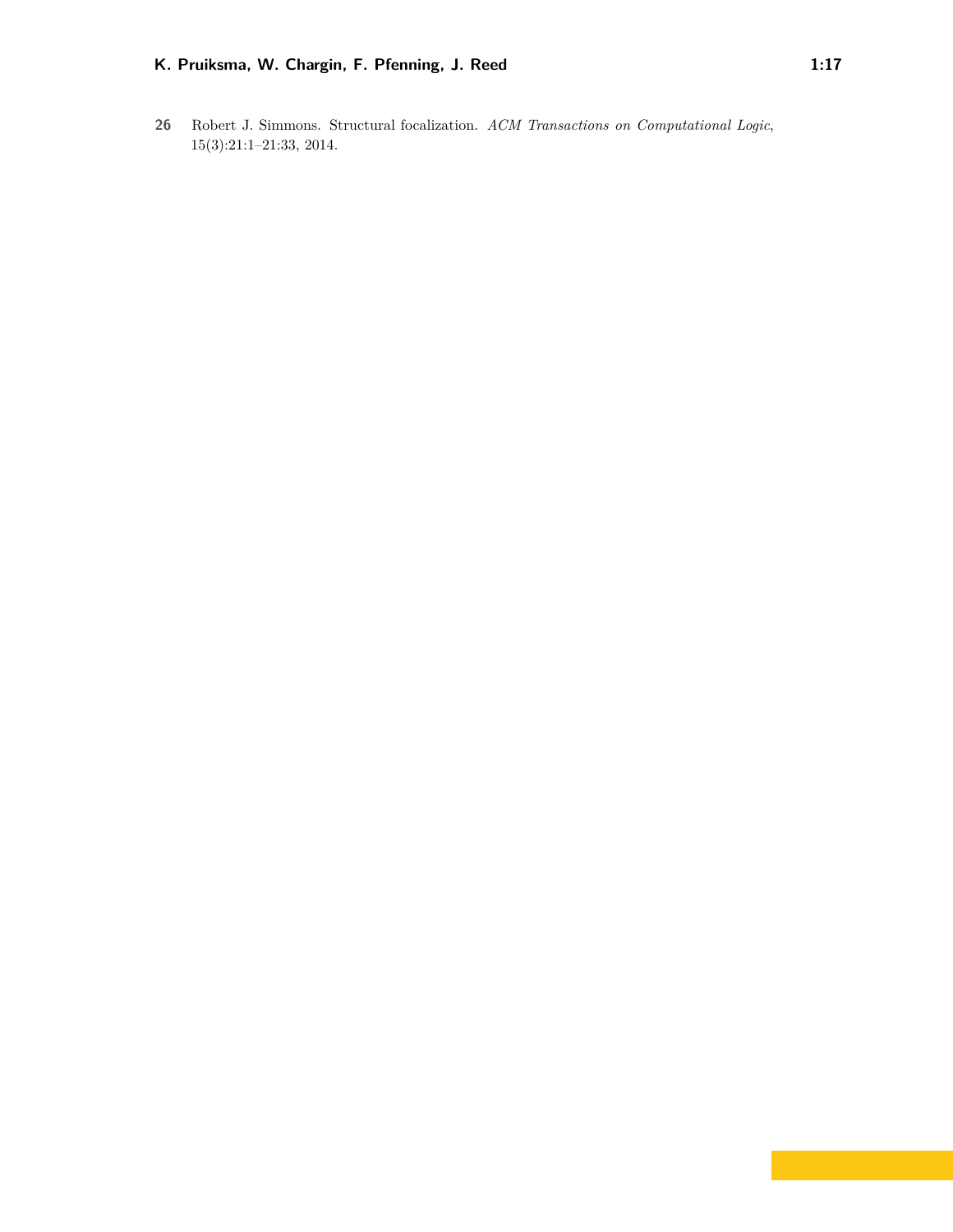26 Robert J. Simmons. Structural focalization. *ACM Transactions on Computational Logic*, 15(3):21:1–21:33, 2014.